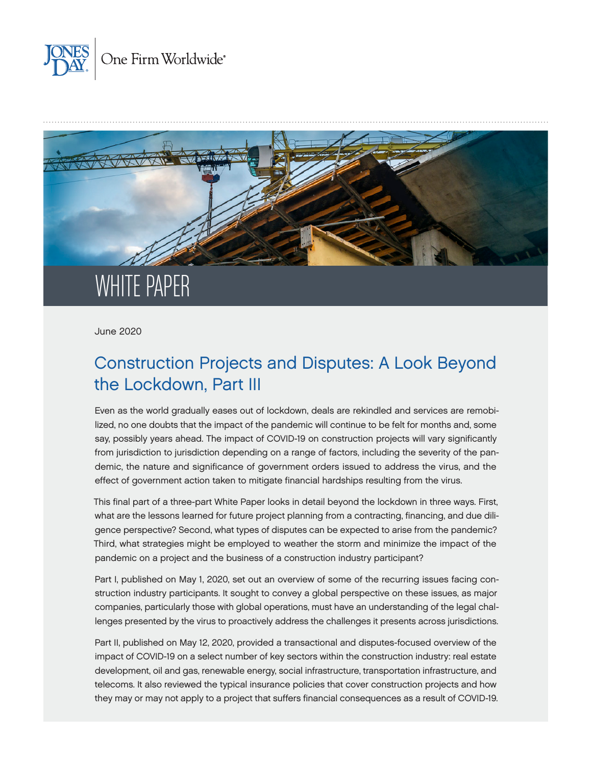Jones Day | One Firm Worldwide®

# WHITE PAPER

June 2020

## Construction Projects and Disputes: A Look Beyond the Lockdown, Part III

Even as the world gradually eases out of lockdown, deals are rekindled and services are remobilized, no one doubts that the impact of the pandemic will continue to be felt for months and, some say, possibly years ahead. The impact of COVID-19 on construction projects will vary significantly from jurisdiction to jurisdiction depending on a range of factors, including the severity of the pandemic, the nature and significance of government orders issued to address the virus, and the effect of government action taken to mitigate financial hardships resulting from the virus.

This final part of a three-part White Paper looks in detail beyond the lockdown in three ways. First, what are the lessons learned for future project planning from a contracting, financing, and due diligence perspective? Second, what types of disputes can be expected to arise from the pandemic? Third, what strategies might be employed to weather the storm and minimize the impact of the pandemic on a project and the business of a construction industry participant?

Part I, published on May 1, 2020, set out an overview of some of the recurring issues facing construction industry participants. It sought to convey a global perspective on these issues, as major companies, particularly those with global operations, must have an understanding of the legal challenges presented by the virus to proactively address the challenges it presents across jurisdictions.

Part II, published on May 12, 2020, provided a transactional and disputes-focused overview of the impact of COVID-19 on a select number of key sectors within the construction industry: real estate development, oil and gas, renewable energy, social infrastructure, transportation infrastructure, and telecoms. It also reviewed the typical insurance policies that cover construction projects and how they may or may not apply to a project that suffers financial consequences as a result of COVID-19.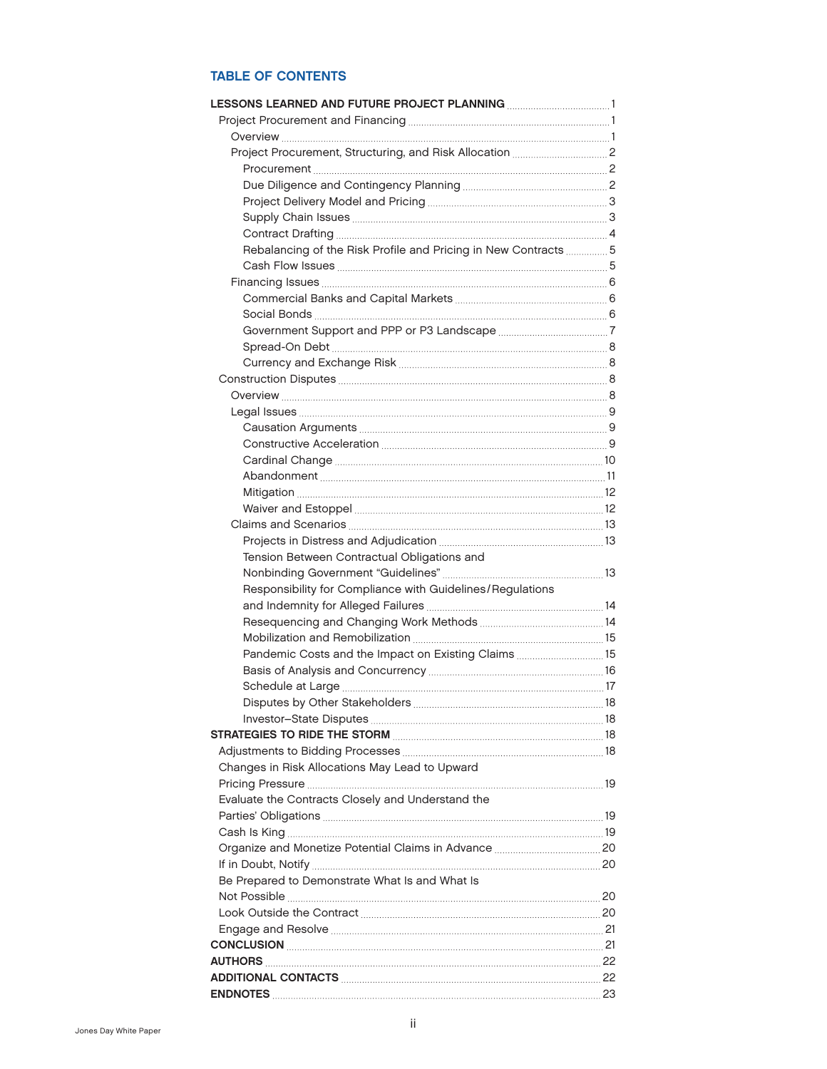## TABLE OF CONTENTS

- **LESSONS LEARNED AND FUTURE PROJECT PLANNING** ..... 1
  - Project Procurement and Financing ..... 1
    - Overview ..... 1
    - Project Procurement, Structuring, and Risk Allocation ..... 2
      - Procurement ..... 2
      - Due Diligence and Contingency Planning ..... 2
      - Project Delivery Model and Pricing ..... 3
      - Supply Chain Issues ..... 3
      - Contract Drafting ..... 4
      - Rebalancing of the Risk Profile and Pricing in New Contracts ..... 5
      - Cash Flow Issues ..... 5
    - Financing Issues ..... 6
      - Commercial Banks and Capital Markets ..... 6
      - Social Bonds ..... 6
      - Government Support and PPP or P3 Landscape ..... 7
      - Spread-On Debt ..... 8
      - Currency and Exchange Risk ..... 8
  - Construction Disputes ..... 8
    - Overview ..... 8
    - Legal Issues ..... 9
      - Causation Arguments ..... 9
      - Constructive Acceleration ..... 9
      - Cardinal Change ..... 10
      - Abandonment ..... 11
      - Mitigation ..... 12
      - Waiver and Estoppel ..... 12
    - Claims and Scenarios ..... 13
      - Projects in Distress and Adjudication ..... 13
      - Tension Between Contractual Obligations and Nonbinding Government "Guidelines" ..... 13
      - Responsibility for Compliance with Guidelines/Regulations and Indemnity for Alleged Failures ..... 14
      - Resequencing and Changing Work Methods ..... 14
      - Mobilization and Remobilization ..... 15
      - Pandemic Costs and the Impact on Existing Claims ..... 15
      - Basis of Analysis and Concurrency ..... 16
      - Schedule at Large ..... 17
      - Disputes by Other Stakeholders ..... 18
      - Investor–State Disputes ..... 18
- **STRATEGIES TO RIDE THE STORM** ..... 18
  - Adjustments to Bidding Processes ..... 18
  - Changes in Risk Allocations May Lead to Upward Pricing Pressure ..... 19
  - Evaluate the Contracts Closely and Understand the Parties' Obligations ..... 19
  - Cash Is King ..... 19
  - Organize and Monetize Potential Claims in Advance ..... 20
  - If in Doubt, Notify ..... 20
  - Be Prepared to Demonstrate What Is and What Is Not Possible ..... 20
  - Look Outside the Contract ..... 20
  - Engage and Resolve ..... 21
- **CONCLUSION** ..... 21
- **AUTHORS** ..... 22
- **ADDITIONAL CONTACTS** ..... 22
- **ENDNOTES** ..... 23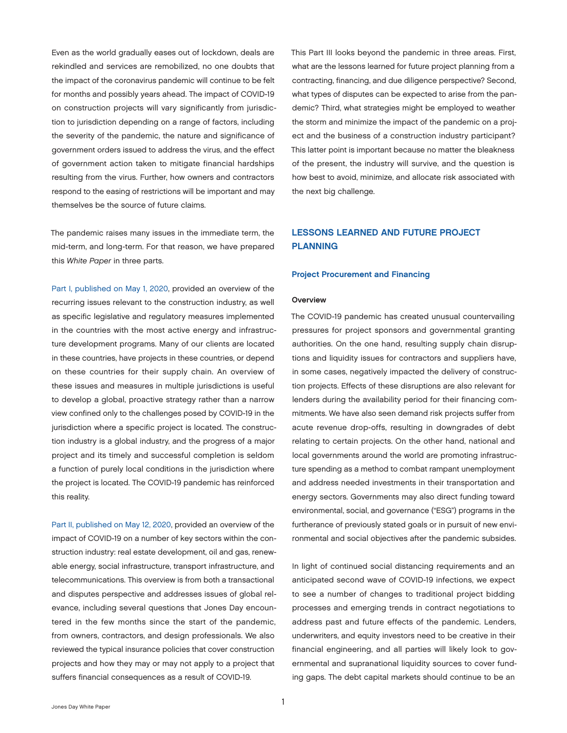Even as the world gradually eases out of lockdown, deals are rekindled and services are remobilized, no one doubts that the impact of the coronavirus pandemic will continue to be felt for months and possibly years ahead. The impact of COVID-19 on construction projects will vary significantly from jurisdiction to jurisdiction depending on a range of factors, including the severity of the pandemic, the nature and significance of government orders issued to address the virus, and the effect of government action taken to mitigate financial hardships resulting from the virus. Further, how owners and contractors respond to the easing of restrictions will be important and may themselves be the source of future claims.

The pandemic raises many issues in the immediate term, the mid-term, and long-term. For that reason, we have prepared this *White Paper* in three parts.

Part I, published on May 1, 2020, provided an overview of the recurring issues relevant to the construction industry, as well as specific legislative and regulatory measures implemented in the countries with the most active energy and infrastructure development programs. Many of our clients are located in these countries, have projects in these countries, or depend on these countries for their supply chain. An overview of these issues and measures in multiple jurisdictions is useful to develop a global, proactive strategy rather than a narrow view confined only to the challenges posed by COVID-19 in the jurisdiction where a specific project is located. The construction industry is a global industry, and the progress of a major project and its timely and successful completion is seldom a function of purely local conditions in the jurisdiction where the project is located. The COVID-19 pandemic has reinforced this reality.

Part II, published on May 12, 2020, provided an overview of the impact of COVID-19 on a number of key sectors within the construction industry: real estate development, oil and gas, renewable energy, social infrastructure, transport infrastructure, and telecommunications. This overview is from both a transactional and disputes perspective and addresses issues of global relevance, including several questions that Jones Day encountered in the few months since the start of the pandemic, from owners, contractors, and design professionals. We also reviewed the typical insurance policies that cover construction projects and how they may or may not apply to a project that suffers financial consequences as a result of COVID-19.

This Part III looks beyond the pandemic in three areas. First, what are the lessons learned for future project planning from a contracting, financing, and due diligence perspective? Second, what types of disputes can be expected to arise from the pandemic? Third, what strategies might be employed to weather the storm and minimize the impact of the pandemic on a project and the business of a construction industry participant? This latter point is important because no matter the bleakness of the present, the industry will survive, and the question is how best to avoid, minimize, and allocate risk associated with the next big challenge.

## LESSONS LEARNED AND FUTURE PROJECT PLANNING

### Project Procurement and Financing

#### Overview

The COVID-19 pandemic has created unusual countervailing pressures for project sponsors and governmental granting authorities. On the one hand, resulting supply chain disruptions and liquidity issues for contractors and suppliers have, in some cases, negatively impacted the delivery of construction projects. Effects of these disruptions are also relevant for lenders during the availability period for their financing commitments. We have also seen demand risk projects suffer from acute revenue drop-offs, resulting in downgrades of debt relating to certain projects. On the other hand, national and local governments around the world are promoting infrastructure spending as a method to combat rampant unemployment and address needed investments in their transportation and energy sectors. Governments may also direct funding toward environmental, social, and governance ("ESG") programs in the furtherance of previously stated goals or in pursuit of new environmental and social objectives after the pandemic subsides.

In light of continued social distancing requirements and an anticipated second wave of COVID-19 infections, we expect to see a number of changes to traditional project bidding processes and emerging trends in contract negotiations to address past and future effects of the pandemic. Lenders, underwriters, and equity investors need to be creative in their financial engineering, and all parties will likely look to governmental and supranational liquidity sources to cover funding gaps. The debt capital markets should continue to be an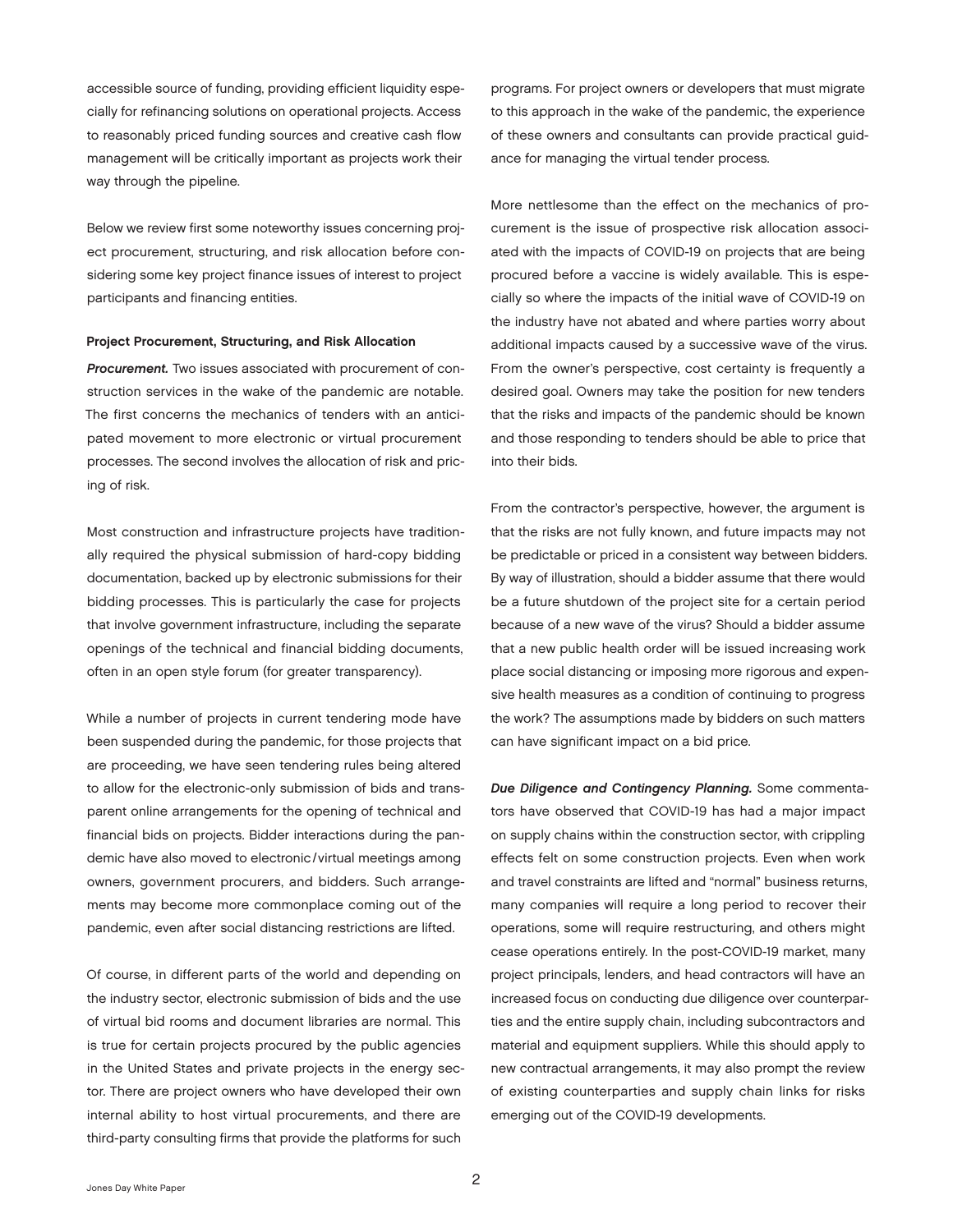accessible source of funding, providing efficient liquidity especially for refinancing solutions on operational projects. Access to reasonably priced funding sources and creative cash flow management will be critically important as projects work their way through the pipeline.

Below we review first some noteworthy issues concerning project procurement, structuring, and risk allocation before considering some key project finance issues of interest to project participants and financing entities.

#### Project Procurement, Structuring, and Risk Allocation

***Procurement.*** Two issues associated with procurement of construction services in the wake of the pandemic are notable. The first concerns the mechanics of tenders with an anticipated movement to more electronic or virtual procurement processes. The second involves the allocation of risk and pricing of risk.

Most construction and infrastructure projects have traditionally required the physical submission of hard-copy bidding documentation, backed up by electronic submissions for their bidding processes. This is particularly the case for projects that involve government infrastructure, including the separate openings of the technical and financial bidding documents, often in an open style forum (for greater transparency).

While a number of projects in current tendering mode have been suspended during the pandemic, for those projects that are proceeding, we have seen tendering rules being altered to allow for the electronic-only submission of bids and transparent online arrangements for the opening of technical and financial bids on projects. Bidder interactions during the pandemic have also moved to electronic/virtual meetings among owners, government procurers, and bidders. Such arrangements may become more commonplace coming out of the pandemic, even after social distancing restrictions are lifted.

Of course, in different parts of the world and depending on the industry sector, electronic submission of bids and the use of virtual bid rooms and document libraries are normal. This is true for certain projects procured by the public agencies in the United States and private projects in the energy sector. There are project owners who have developed their own internal ability to host virtual procurements, and there are third-party consulting firms that provide the platforms for such programs. For project owners or developers that must migrate to this approach in the wake of the pandemic, the experience of these owners and consultants can provide practical guidance for managing the virtual tender process.

More nettlesome than the effect on the mechanics of procurement is the issue of prospective risk allocation associated with the impacts of COVID-19 on projects that are being procured before a vaccine is widely available. This is especially so where the impacts of the initial wave of COVID-19 on the industry have not abated and where parties worry about additional impacts caused by a successive wave of the virus. From the owner's perspective, cost certainty is frequently a desired goal. Owners may take the position for new tenders that the risks and impacts of the pandemic should be known and those responding to tenders should be able to price that into their bids.

From the contractor's perspective, however, the argument is that the risks are not fully known, and future impacts may not be predictable or priced in a consistent way between bidders. By way of illustration, should a bidder assume that there would be a future shutdown of the project site for a certain period because of a new wave of the virus? Should a bidder assume that a new public health order will be issued increasing work place social distancing or imposing more rigorous and expensive health measures as a condition of continuing to progress the work? The assumptions made by bidders on such matters can have significant impact on a bid price.

***Due Diligence and Contingency Planning.*** Some commentators have observed that COVID-19 has had a major impact on supply chains within the construction sector, with crippling effects felt on some construction projects. Even when work and travel constraints are lifted and "normal" business returns, many companies will require a long period to recover their operations, some will require restructuring, and others might cease operations entirely. In the post-COVID-19 market, many project principals, lenders, and head contractors will have an increased focus on conducting due diligence over counterparties and the entire supply chain, including subcontractors and material and equipment suppliers. While this should apply to new contractual arrangements, it may also prompt the review of existing counterparties and supply chain links for risks emerging out of the COVID-19 developments.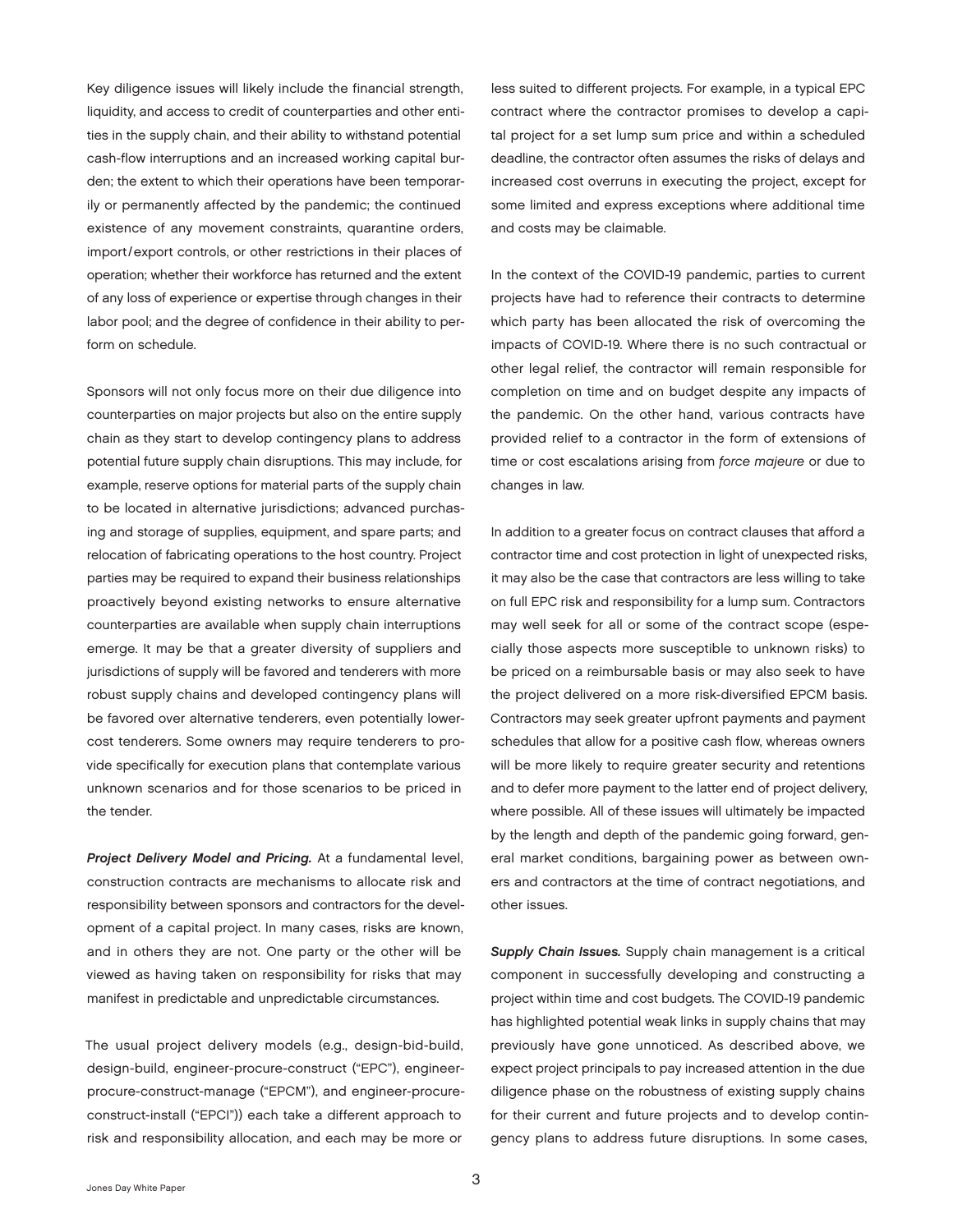Key diligence issues will likely include the financial strength, liquidity, and access to credit of counterparties and other entities in the supply chain, and their ability to withstand potential cash-flow interruptions and an increased working capital burden; the extent to which their operations have been temporarily or permanently affected by the pandemic; the continued existence of any movement constraints, quarantine orders, import/export controls, or other restrictions in their places of operation; whether their workforce has returned and the extent of any loss of experience or expertise through changes in their labor pool; and the degree of confidence in their ability to perform on schedule.

Sponsors will not only focus more on their due diligence into counterparties on major projects but also on the entire supply chain as they start to develop contingency plans to address potential future supply chain disruptions. This may include, for example, reserve options for material parts of the supply chain to be located in alternative jurisdictions; advanced purchasing and storage of supplies, equipment, and spare parts; and relocation of fabricating operations to the host country. Project parties may be required to expand their business relationships proactively beyond existing networks to ensure alternative counterparties are available when supply chain interruptions emerge. It may be that a greater diversity of suppliers and jurisdictions of supply will be favored and tenderers with more robust supply chains and developed contingency plans will be favored over alternative tenderers, even potentially lower-cost tenderers. Some owners may require tenderers to provide specifically for execution plans that contemplate various unknown scenarios and for those scenarios to be priced in the tender.

***Project Delivery Model and Pricing.*** At a fundamental level, construction contracts are mechanisms to allocate risk and responsibility between sponsors and contractors for the development of a capital project. In many cases, risks are known, and in others they are not. One party or the other will be viewed as having taken on responsibility for risks that may manifest in predictable and unpredictable circumstances.

The usual project delivery models (e.g., design-bid-build, design-build, engineer-procure-construct ("EPC"), engineer-procure-construct-manage ("EPCM"), and engineer-procure-construct-install ("EPCI")) each take a different approach to risk and responsibility allocation, and each may be more or less suited to different projects. For example, in a typical EPC contract where the contractor promises to develop a capital project for a set lump sum price and within a scheduled deadline, the contractor often assumes the risks of delays and increased cost overruns in executing the project, except for some limited and express exceptions where additional time and costs may be claimable.

In the context of the COVID-19 pandemic, parties to current projects have had to reference their contracts to determine which party has been allocated the risk of overcoming the impacts of COVID-19. Where there is no such contractual or other legal relief, the contractor will remain responsible for completion on time and on budget despite any impacts of the pandemic. On the other hand, various contracts have provided relief to a contractor in the form of extensions of time or cost escalations arising from *force majeure* or due to changes in law.

In addition to a greater focus on contract clauses that afford a contractor time and cost protection in light of unexpected risks, it may also be the case that contractors are less willing to take on full EPC risk and responsibility for a lump sum. Contractors may well seek for all or some of the contract scope (especially those aspects more susceptible to unknown risks) to be priced on a reimbursable basis or may also seek to have the project delivered on a more risk-diversified EPCM basis. Contractors may seek greater upfront payments and payment schedules that allow for a positive cash flow, whereas owners will be more likely to require greater security and retentions and to defer more payment to the latter end of project delivery, where possible. All of these issues will ultimately be impacted by the length and depth of the pandemic going forward, general market conditions, bargaining power as between owners and contractors at the time of contract negotiations, and other issues.

***Supply Chain Issues.*** Supply chain management is a critical component in successfully developing and constructing a project within time and cost budgets. The COVID-19 pandemic has highlighted potential weak links in supply chains that may previously have gone unnoticed. As described above, we expect project principals to pay increased attention in the due diligence phase on the robustness of existing supply chains for their current and future projects and to develop contingency plans to address future disruptions. In some cases,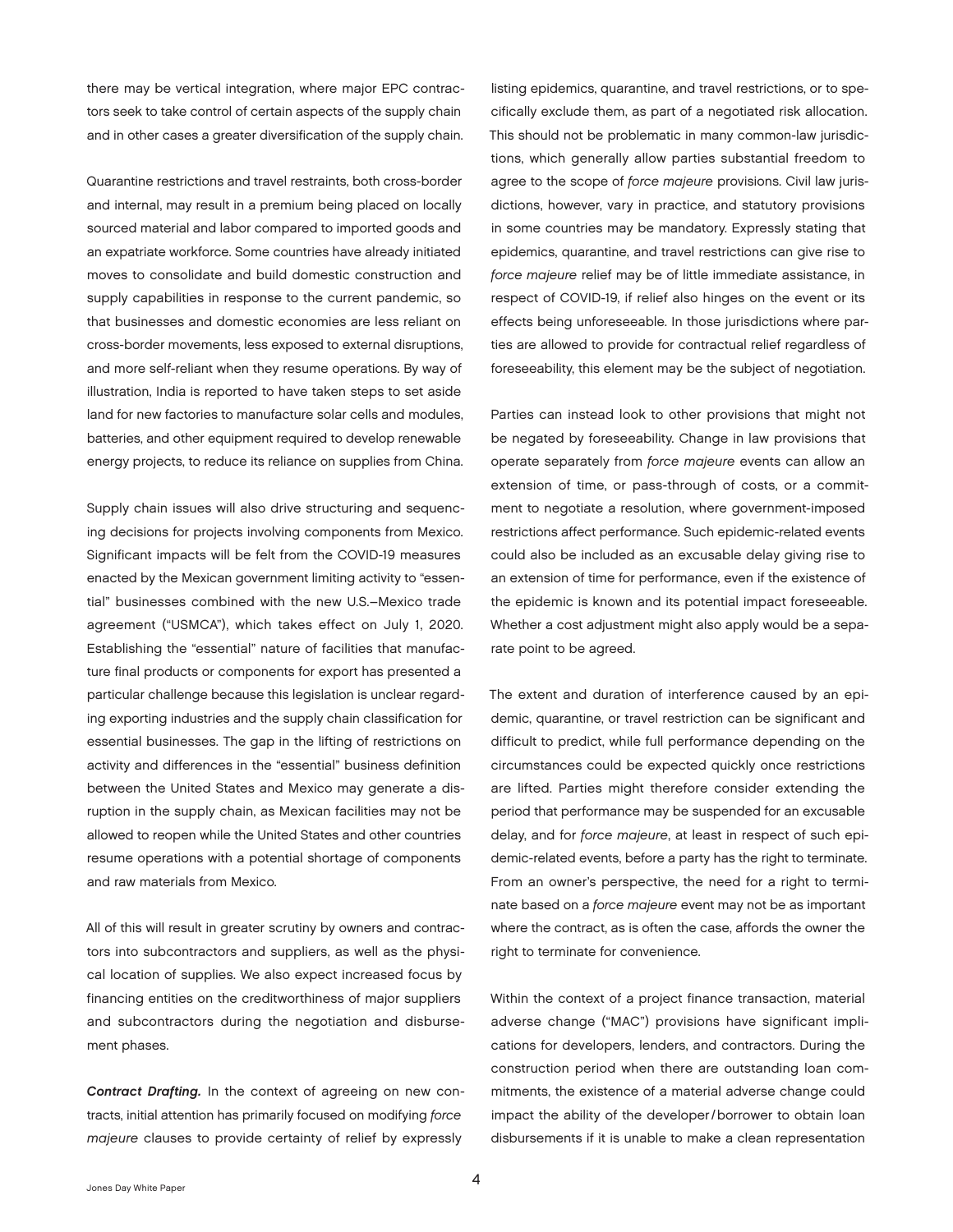there may be vertical integration, where major EPC contractors seek to take control of certain aspects of the supply chain and in other cases a greater diversification of the supply chain.

Quarantine restrictions and travel restraints, both cross-border and internal, may result in a premium being placed on locally sourced material and labor compared to imported goods and an expatriate workforce. Some countries have already initiated moves to consolidate and build domestic construction and supply capabilities in response to the current pandemic, so that businesses and domestic economies are less reliant on cross-border movements, less exposed to external disruptions, and more self-reliant when they resume operations. By way of illustration, India is reported to have taken steps to set aside land for new factories to manufacture solar cells and modules, batteries, and other equipment required to develop renewable energy projects, to reduce its reliance on supplies from China.

Supply chain issues will also drive structuring and sequencing decisions for projects involving components from Mexico. Significant impacts will be felt from the COVID-19 measures enacted by the Mexican government limiting activity to "essential" businesses combined with the new U.S.–Mexico trade agreement ("USMCA"), which takes effect on July 1, 2020. Establishing the "essential" nature of facilities that manufacture final products or components for export has presented a particular challenge because this legislation is unclear regarding exporting industries and the supply chain classification for essential businesses. The gap in the lifting of restrictions on activity and differences in the "essential" business definition between the United States and Mexico may generate a disruption in the supply chain, as Mexican facilities may not be allowed to reopen while the United States and other countries resume operations with a potential shortage of components and raw materials from Mexico.

All of this will result in greater scrutiny by owners and contractors into subcontractors and suppliers, as well as the physical location of supplies. We also expect increased focus by financing entities on the creditworthiness of major suppliers and subcontractors during the negotiation and disbursement phases.

***Contract Drafting.*** In the context of agreeing on new contracts, initial attention has primarily focused on modifying *force majeure* clauses to provide certainty of relief by expressly listing epidemics, quarantine, and travel restrictions, or to specifically exclude them, as part of a negotiated risk allocation. This should not be problematic in many common-law jurisdictions, which generally allow parties substantial freedom to agree to the scope of *force majeure* provisions. Civil law jurisdictions, however, vary in practice, and statutory provisions in some countries may be mandatory. Expressly stating that epidemics, quarantine, and travel restrictions can give rise to *force majeure* relief may be of little immediate assistance, in respect of COVID-19, if relief also hinges on the event or its effects being unforeseeable. In those jurisdictions where parties are allowed to provide for contractual relief regardless of foreseeability, this element may be the subject of negotiation.

Parties can instead look to other provisions that might not be negated by foreseeability. Change in law provisions that operate separately from *force majeure* events can allow an extension of time, or pass-through of costs, or a commitment to negotiate a resolution, where government-imposed restrictions affect performance. Such epidemic-related events could also be included as an excusable delay giving rise to an extension of time for performance, even if the existence of the epidemic is known and its potential impact foreseeable. Whether a cost adjustment might also apply would be a separate point to be agreed.

The extent and duration of interference caused by an epidemic, quarantine, or travel restriction can be significant and difficult to predict, while full performance depending on the circumstances could be expected quickly once restrictions are lifted. Parties might therefore consider extending the period that performance may be suspended for an excusable delay, and for *force majeure*, at least in respect of such epidemic-related events, before a party has the right to terminate. From an owner's perspective, the need for a right to terminate based on a *force majeure* event may not be as important where the contract, as is often the case, affords the owner the right to terminate for convenience.

Within the context of a project finance transaction, material adverse change ("MAC") provisions have significant implications for developers, lenders, and contractors. During the construction period when there are outstanding loan commitments, the existence of a material adverse change could impact the ability of the developer/borrower to obtain loan disbursements if it is unable to make a clean representation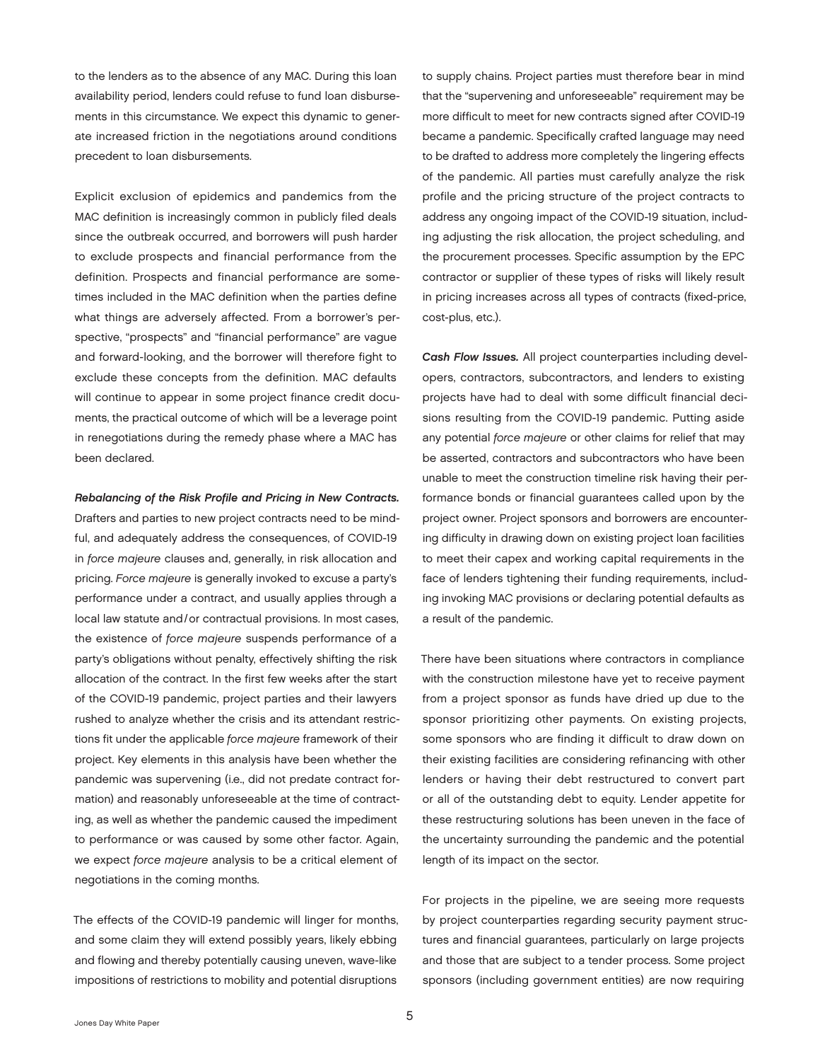to the lenders as to the absence of any MAC. During this loan availability period, lenders could refuse to fund loan disbursements in this circumstance. We expect this dynamic to generate increased friction in the negotiations around conditions precedent to loan disbursements.

Explicit exclusion of epidemics and pandemics from the MAC definition is increasingly common in publicly filed deals since the outbreak occurred, and borrowers will push harder to exclude prospects and financial performance from the definition. Prospects and financial performance are sometimes included in the MAC definition when the parties define what things are adversely affected. From a borrower's perspective, "prospects" and "financial performance" are vague and forward-looking, and the borrower will therefore fight to exclude these concepts from the definition. MAC defaults will continue to appear in some project finance credit documents, the practical outcome of which will be a leverage point in renegotiations during the remedy phase where a MAC has been declared.

***Rebalancing of the Risk Profile and Pricing in New Contracts.*** Drafters and parties to new project contracts need to be mindful, and adequately address the consequences, of COVID-19 in *force majeure* clauses and, generally, in risk allocation and pricing. *Force majeure* is generally invoked to excuse a party's performance under a contract, and usually applies through a local law statute and/or contractual provisions. In most cases, the existence of *force majeure* suspends performance of a party's obligations without penalty, effectively shifting the risk allocation of the contract. In the first few weeks after the start of the COVID-19 pandemic, project parties and their lawyers rushed to analyze whether the crisis and its attendant restrictions fit under the applicable *force majeure* framework of their project. Key elements in this analysis have been whether the pandemic was supervening (i.e., did not predate contract formation) and reasonably unforeseeable at the time of contracting, as well as whether the pandemic caused the impediment to performance or was caused by some other factor. Again, we expect *force majeure* analysis to be a critical element of negotiations in the coming months.

The effects of the COVID-19 pandemic will linger for months, and some claim they will extend possibly years, likely ebbing and flowing and thereby potentially causing uneven, wave-like impositions of restrictions to mobility and potential disruptions to supply chains. Project parties must therefore bear in mind that the "supervening and unforeseeable" requirement may be more difficult to meet for new contracts signed after COVID-19 became a pandemic. Specifically crafted language may need to be drafted to address more completely the lingering effects of the pandemic. All parties must carefully analyze the risk profile and the pricing structure of the project contracts to address any ongoing impact of the COVID-19 situation, including adjusting the risk allocation, the project scheduling, and the procurement processes. Specific assumption by the EPC contractor or supplier of these types of risks will likely result in pricing increases across all types of contracts (fixed-price, cost-plus, etc.).

***Cash Flow Issues.*** All project counterparties including developers, contractors, subcontractors, and lenders to existing projects have had to deal with some difficult financial decisions resulting from the COVID-19 pandemic. Putting aside any potential *force majeure* or other claims for relief that may be asserted, contractors and subcontractors who have been unable to meet the construction timeline risk having their performance bonds or financial guarantees called upon by the project owner. Project sponsors and borrowers are encountering difficulty in drawing down on existing project loan facilities to meet their capex and working capital requirements in the face of lenders tightening their funding requirements, including invoking MAC provisions or declaring potential defaults as a result of the pandemic.

There have been situations where contractors in compliance with the construction milestone have yet to receive payment from a project sponsor as funds have dried up due to the sponsor prioritizing other payments. On existing projects, some sponsors who are finding it difficult to draw down on their existing facilities are considering refinancing with other lenders or having their debt restructured to convert part or all of the outstanding debt to equity. Lender appetite for these restructuring solutions has been uneven in the face of the uncertainty surrounding the pandemic and the potential length of its impact on the sector.

For projects in the pipeline, we are seeing more requests by project counterparties regarding security payment structures and financial guarantees, particularly on large projects and those that are subject to a tender process. Some project sponsors (including government entities) are now requiring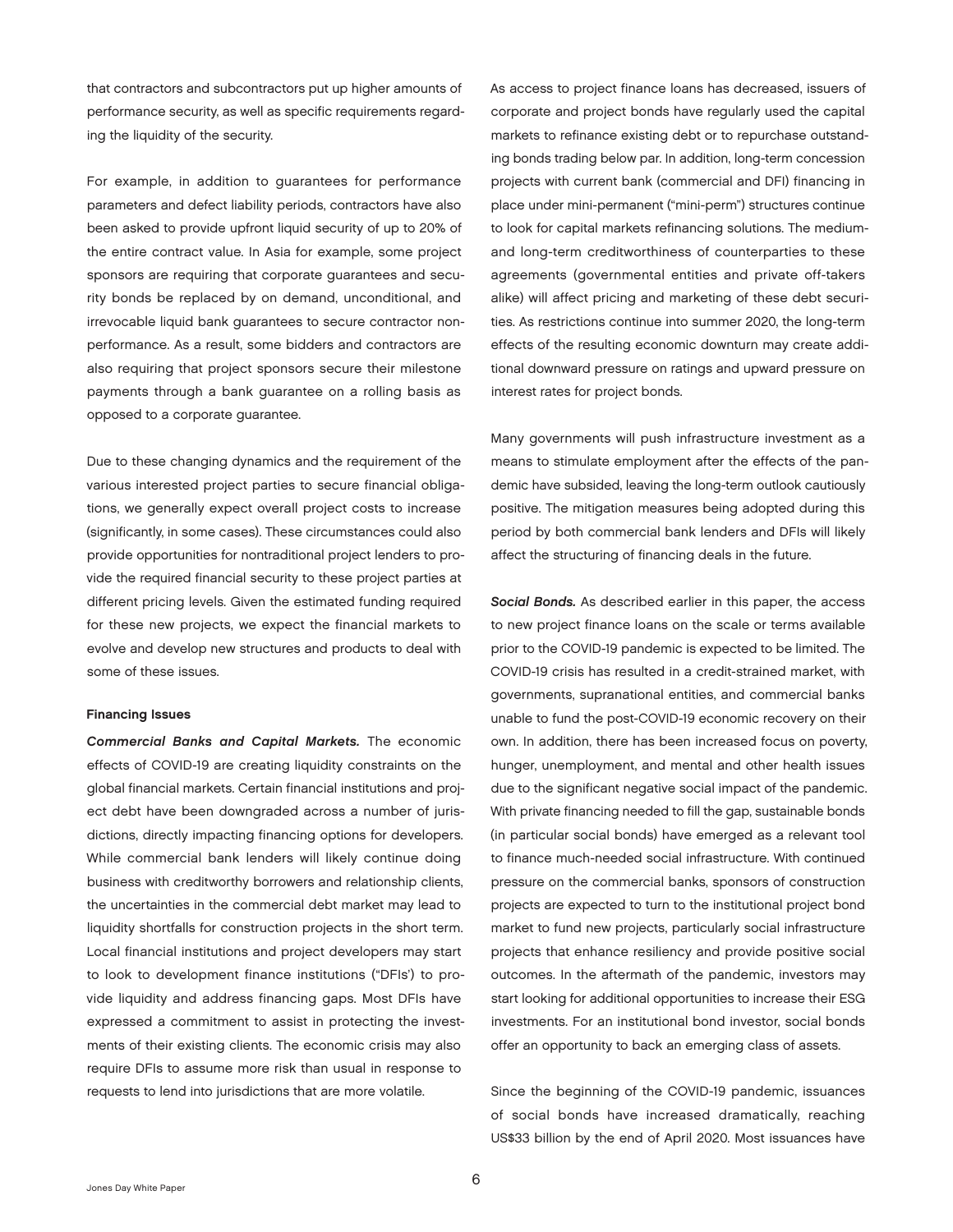that contractors and subcontractors put up higher amounts of performance security, as well as specific requirements regarding the liquidity of the security.

For example, in addition to guarantees for performance parameters and defect liability periods, contractors have also been asked to provide upfront liquid security of up to 20% of the entire contract value. In Asia for example, some project sponsors are requiring that corporate guarantees and security bonds be replaced by on demand, unconditional, and irrevocable liquid bank guarantees to secure contractor nonperformance. As a result, some bidders and contractors are also requiring that project sponsors secure their milestone payments through a bank guarantee on a rolling basis as opposed to a corporate guarantee.

Due to these changing dynamics and the requirement of the various interested project parties to secure financial obligations, we generally expect overall project costs to increase (significantly, in some cases). These circumstances could also provide opportunities for nontraditional project lenders to provide the required financial security to these project parties at different pricing levels. Given the estimated funding required for these new projects, we expect the financial markets to evolve and develop new structures and products to deal with some of these issues.

**Financing Issues**

***Commercial Banks and Capital Markets.*** The economic effects of COVID-19 are creating liquidity constraints on the global financial markets. Certain financial institutions and project debt have been downgraded across a number of jurisdictions, directly impacting financing options for developers. While commercial bank lenders will likely continue doing business with creditworthy borrowers and relationship clients, the uncertainties in the commercial debt market may lead to liquidity shortfalls for construction projects in the short term. Local financial institutions and project developers may start to look to development finance institutions ("DFIs') to provide liquidity and address financing gaps. Most DFIs have expressed a commitment to assist in protecting the investments of their existing clients. The economic crisis may also require DFIs to assume more risk than usual in response to requests to lend into jurisdictions that are more volatile.

As access to project finance loans has decreased, issuers of corporate and project bonds have regularly used the capital markets to refinance existing debt or to repurchase outstanding bonds trading below par. In addition, long-term concession projects with current bank (commercial and DFI) financing in place under mini-permanent ("mini-perm") structures continue to look for capital markets refinancing solutions. The medium- and long-term creditworthiness of counterparties to these agreements (governmental entities and private off-takers alike) will affect pricing and marketing of these debt securities. As restrictions continue into summer 2020, the long-term effects of the resulting economic downturn may create additional downward pressure on ratings and upward pressure on interest rates for project bonds.

Many governments will push infrastructure investment as a means to stimulate employment after the effects of the pandemic have subsided, leaving the long-term outlook cautiously positive. The mitigation measures being adopted during this period by both commercial bank lenders and DFIs will likely affect the structuring of financing deals in the future.

***Social Bonds.*** As described earlier in this paper, the access to new project finance loans on the scale or terms available prior to the COVID-19 pandemic is expected to be limited. The COVID-19 crisis has resulted in a credit-strained market, with governments, supranational entities, and commercial banks unable to fund the post-COVID-19 economic recovery on their own. In addition, there has been increased focus on poverty, hunger, unemployment, and mental and other health issues due to the significant negative social impact of the pandemic. With private financing needed to fill the gap, sustainable bonds (in particular social bonds) have emerged as a relevant tool to finance much-needed social infrastructure. With continued pressure on the commercial banks, sponsors of construction projects are expected to turn to the institutional project bond market to fund new projects, particularly social infrastructure projects that enhance resiliency and provide positive social outcomes. In the aftermath of the pandemic, investors may start looking for additional opportunities to increase their ESG investments. For an institutional bond investor, social bonds offer an opportunity to back an emerging class of assets.

Since the beginning of the COVID-19 pandemic, issuances of social bonds have increased dramatically, reaching US$33 billion by the end of April 2020. Most issuances have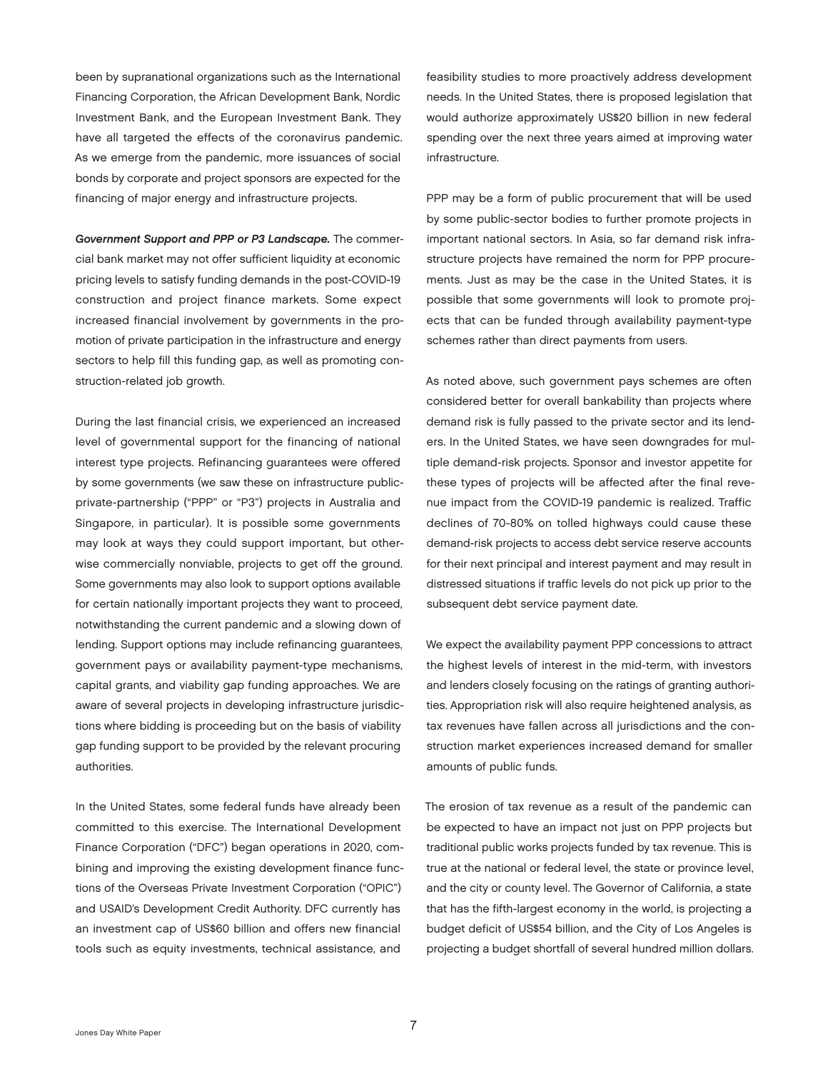been by supranational organizations such as the International Financing Corporation, the African Development Bank, Nordic Investment Bank, and the European Investment Bank. They have all targeted the effects of the coronavirus pandemic. As we emerge from the pandemic, more issuances of social bonds by corporate and project sponsors are expected for the financing of major energy and infrastructure projects.

***Government Support and PPP or P3 Landscape.*** The commercial bank market may not offer sufficient liquidity at economic pricing levels to satisfy funding demands in the post-COVID-19 construction and project finance markets. Some expect increased financial involvement by governments in the promotion of private participation in the infrastructure and energy sectors to help fill this funding gap, as well as promoting construction-related job growth.

During the last financial crisis, we experienced an increased level of governmental support for the financing of national interest type projects. Refinancing guarantees were offered by some governments (we saw these on infrastructure public-private-partnership ("PPP" or "P3") projects in Australia and Singapore, in particular). It is possible some governments may look at ways they could support important, but otherwise commercially nonviable, projects to get off the ground. Some governments may also look to support options available for certain nationally important projects they want to proceed, notwithstanding the current pandemic and a slowing down of lending. Support options may include refinancing guarantees, government pays or availability payment-type mechanisms, capital grants, and viability gap funding approaches. We are aware of several projects in developing infrastructure jurisdictions where bidding is proceeding but on the basis of viability gap funding support to be provided by the relevant procuring authorities.

In the United States, some federal funds have already been committed to this exercise. The International Development Finance Corporation ("DFC") began operations in 2020, combining and improving the existing development finance functions of the Overseas Private Investment Corporation ("OPIC") and USAID's Development Credit Authority. DFC currently has an investment cap of US$60 billion and offers new financial tools such as equity investments, technical assistance, and feasibility studies to more proactively address development needs. In the United States, there is proposed legislation that would authorize approximately US$20 billion in new federal spending over the next three years aimed at improving water infrastructure.

PPP may be a form of public procurement that will be used by some public-sector bodies to further promote projects in important national sectors. In Asia, so far demand risk infrastructure projects have remained the norm for PPP procurements. Just as may be the case in the United States, it is possible that some governments will look to promote projects that can be funded through availability payment-type schemes rather than direct payments from users.

As noted above, such government pays schemes are often considered better for overall bankability than projects where demand risk is fully passed to the private sector and its lenders. In the United States, we have seen downgrades for multiple demand-risk projects. Sponsor and investor appetite for these types of projects will be affected after the final revenue impact from the COVID-19 pandemic is realized. Traffic declines of 70-80% on tolled highways could cause these demand-risk projects to access debt service reserve accounts for their next principal and interest payment and may result in distressed situations if traffic levels do not pick up prior to the subsequent debt service payment date.

We expect the availability payment PPP concessions to attract the highest levels of interest in the mid-term, with investors and lenders closely focusing on the ratings of granting authorities. Appropriation risk will also require heightened analysis, as tax revenues have fallen across all jurisdictions and the construction market experiences increased demand for smaller amounts of public funds.

The erosion of tax revenue as a result of the pandemic can be expected to have an impact not just on PPP projects but traditional public works projects funded by tax revenue. This is true at the national or federal level, the state or province level, and the city or county level. The Governor of California, a state that has the fifth-largest economy in the world, is projecting a budget deficit of US$54 billion, and the City of Los Angeles is projecting a budget shortfall of several hundred million dollars.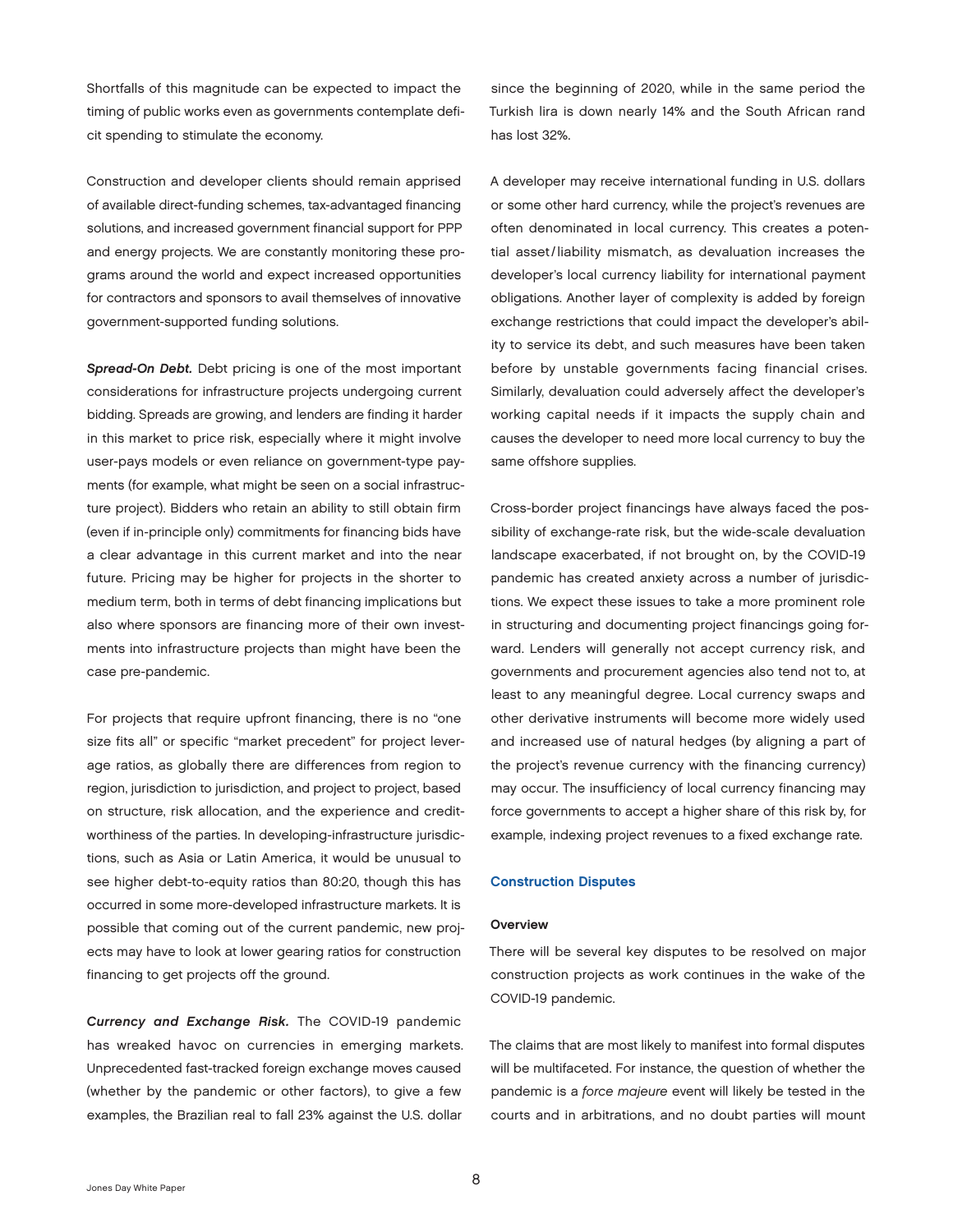Shortfalls of this magnitude can be expected to impact the timing of public works even as governments contemplate deficit spending to stimulate the economy.

Construction and developer clients should remain apprised of available direct-funding schemes, tax-advantaged financing solutions, and increased government financial support for PPP and energy projects. We are constantly monitoring these programs around the world and expect increased opportunities for contractors and sponsors to avail themselves of innovative government-supported funding solutions.

***Spread-On Debt.*** Debt pricing is one of the most important considerations for infrastructure projects undergoing current bidding. Spreads are growing, and lenders are finding it harder in this market to price risk, especially where it might involve user-pays models or even reliance on government-type payments (for example, what might be seen on a social infrastructure project). Bidders who retain an ability to still obtain firm (even if in-principle only) commitments for financing bids have a clear advantage in this current market and into the near future. Pricing may be higher for projects in the shorter to medium term, both in terms of debt financing implications but also where sponsors are financing more of their own investments into infrastructure projects than might have been the case pre-pandemic.

For projects that require upfront financing, there is no "one size fits all" or specific "market precedent" for project leverage ratios, as globally there are differences from region to region, jurisdiction to jurisdiction, and project to project, based on structure, risk allocation, and the experience and creditworthiness of the parties. In developing-infrastructure jurisdictions, such as Asia or Latin America, it would be unusual to see higher debt-to-equity ratios than 80:20, though this has occurred in some more-developed infrastructure markets. It is possible that coming out of the current pandemic, new projects may have to look at lower gearing ratios for construction financing to get projects off the ground.

***Currency and Exchange Risk.*** The COVID-19 pandemic has wreaked havoc on currencies in emerging markets. Unprecedented fast-tracked foreign exchange moves caused (whether by the pandemic or other factors), to give a few examples, the Brazilian real to fall 23% against the U.S. dollar since the beginning of 2020, while in the same period the Turkish lira is down nearly 14% and the South African rand has lost 32%.

A developer may receive international funding in U.S. dollars or some other hard currency, while the project's revenues are often denominated in local currency. This creates a potential asset/liability mismatch, as devaluation increases the developer's local currency liability for international payment obligations. Another layer of complexity is added by foreign exchange restrictions that could impact the developer's ability to service its debt, and such measures have been taken before by unstable governments facing financial crises. Similarly, devaluation could adversely affect the developer's working capital needs if it impacts the supply chain and causes the developer to need more local currency to buy the same offshore supplies.

Cross-border project financings have always faced the possibility of exchange-rate risk, but the wide-scale devaluation landscape exacerbated, if not brought on, by the COVID-19 pandemic has created anxiety across a number of jurisdictions. We expect these issues to take a more prominent role in structuring and documenting project financings going forward. Lenders will generally not accept currency risk, and governments and procurement agencies also tend not to, at least to any meaningful degree. Local currency swaps and other derivative instruments will become more widely used and increased use of natural hedges (by aligning a part of the project's revenue currency with the financing currency) may occur. The insufficiency of local currency financing may force governments to accept a higher share of this risk by, for example, indexing project revenues to a fixed exchange rate.

## Construction Disputes

### Overview

There will be several key disputes to be resolved on major construction projects as work continues in the wake of the COVID-19 pandemic.

The claims that are most likely to manifest into formal disputes will be multifaceted. For instance, the question of whether the pandemic is a *force majeure* event will likely be tested in the courts and in arbitrations, and no doubt parties will mount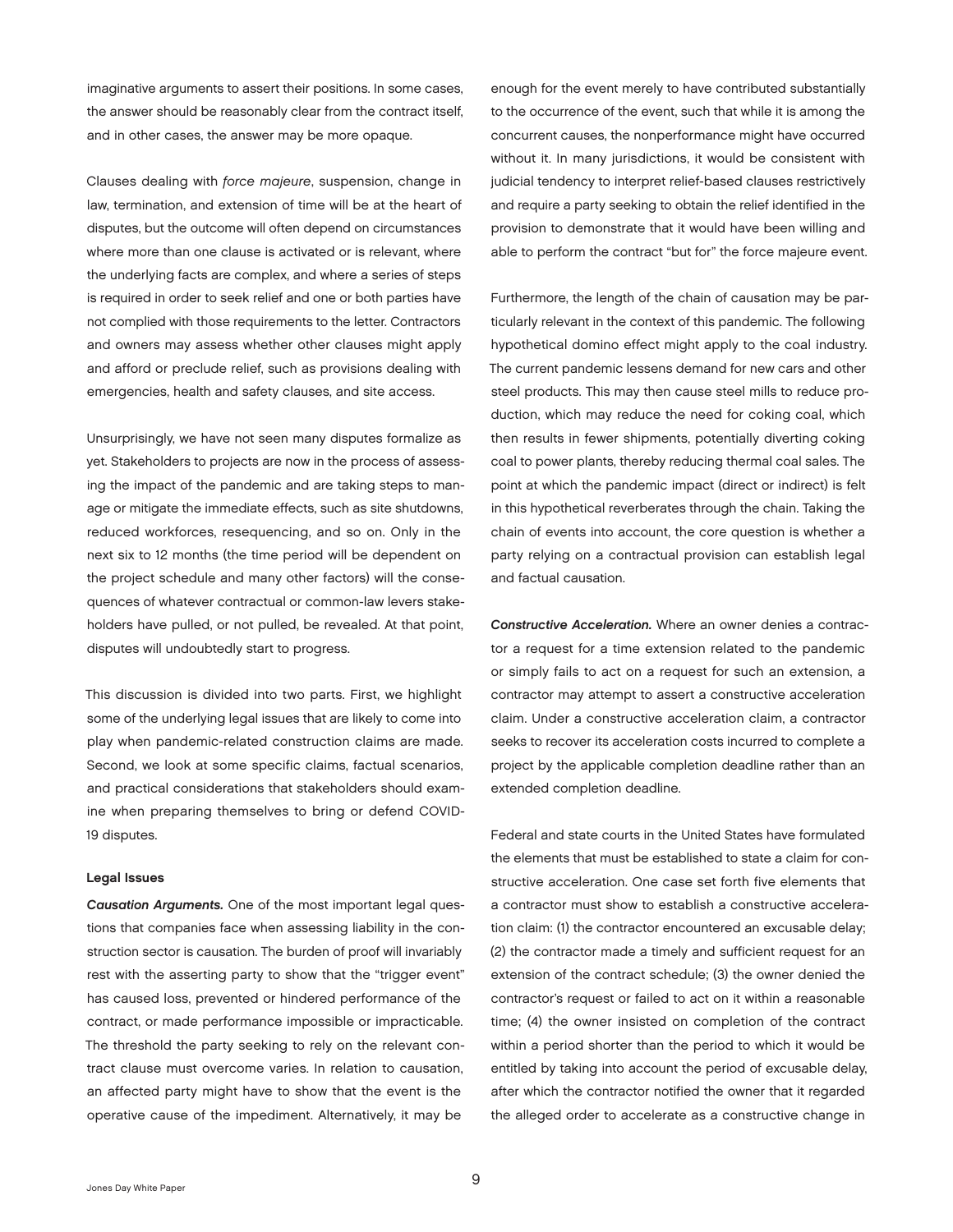imaginative arguments to assert their positions. In some cases, the answer should be reasonably clear from the contract itself, and in other cases, the answer may be more opaque.

Clauses dealing with *force majeure*, suspension, change in law, termination, and extension of time will be at the heart of disputes, but the outcome will often depend on circumstances where more than one clause is activated or is relevant, where the underlying facts are complex, and where a series of steps is required in order to seek relief and one or both parties have not complied with those requirements to the letter. Contractors and owners may assess whether other clauses might apply and afford or preclude relief, such as provisions dealing with emergencies, health and safety clauses, and site access.

Unsurprisingly, we have not seen many disputes formalize as yet. Stakeholders to projects are now in the process of assessing the impact of the pandemic and are taking steps to manage or mitigate the immediate effects, such as site shutdowns, reduced workforces, resequencing, and so on. Only in the next six to 12 months (the time period will be dependent on the project schedule and many other factors) will the consequences of whatever contractual or common-law levers stakeholders have pulled, or not pulled, be revealed. At that point, disputes will undoubtedly start to progress.

This discussion is divided into two parts. First, we highlight some of the underlying legal issues that are likely to come into play when pandemic-related construction claims are made. Second, we look at some specific claims, factual scenarios, and practical considerations that stakeholders should examine when preparing themselves to bring or defend COVID-19 disputes.

### Legal Issues

***Causation Arguments.*** One of the most important legal questions that companies face when assessing liability in the construction sector is causation. The burden of proof will invariably rest with the asserting party to show that the "trigger event" has caused loss, prevented or hindered performance of the contract, or made performance impossible or impracticable. The threshold the party seeking to rely on the relevant contract clause must overcome varies. In relation to causation, an affected party might have to show that the event is the operative cause of the impediment. Alternatively, it may be enough for the event merely to have contributed substantially to the occurrence of the event, such that while it is among the concurrent causes, the nonperformance might have occurred without it. In many jurisdictions, it would be consistent with judicial tendency to interpret relief-based clauses restrictively and require a party seeking to obtain the relief identified in the provision to demonstrate that it would have been willing and able to perform the contract "but for" the force majeure event.

Furthermore, the length of the chain of causation may be particularly relevant in the context of this pandemic. The following hypothetical domino effect might apply to the coal industry. The current pandemic lessens demand for new cars and other steel products. This may then cause steel mills to reduce production, which may reduce the need for coking coal, which then results in fewer shipments, potentially diverting coking coal to power plants, thereby reducing thermal coal sales. The point at which the pandemic impact (direct or indirect) is felt in this hypothetical reverberates through the chain. Taking the chain of events into account, the core question is whether a party relying on a contractual provision can establish legal and factual causation.

***Constructive Acceleration.*** Where an owner denies a contractor a request for a time extension related to the pandemic or simply fails to act on a request for such an extension, a contractor may attempt to assert a constructive acceleration claim. Under a constructive acceleration claim, a contractor seeks to recover its acceleration costs incurred to complete a project by the applicable completion deadline rather than an extended completion deadline.

Federal and state courts in the United States have formulated the elements that must be established to state a claim for constructive acceleration. One case set forth five elements that a contractor must show to establish a constructive acceleration claim: (1) the contractor encountered an excusable delay; (2) the contractor made a timely and sufficient request for an extension of the contract schedule; (3) the owner denied the contractor's request or failed to act on it within a reasonable time; (4) the owner insisted on completion of the contract within a period shorter than the period to which it would be entitled by taking into account the period of excusable delay, after which the contractor notified the owner that it regarded the alleged order to accelerate as a constructive change in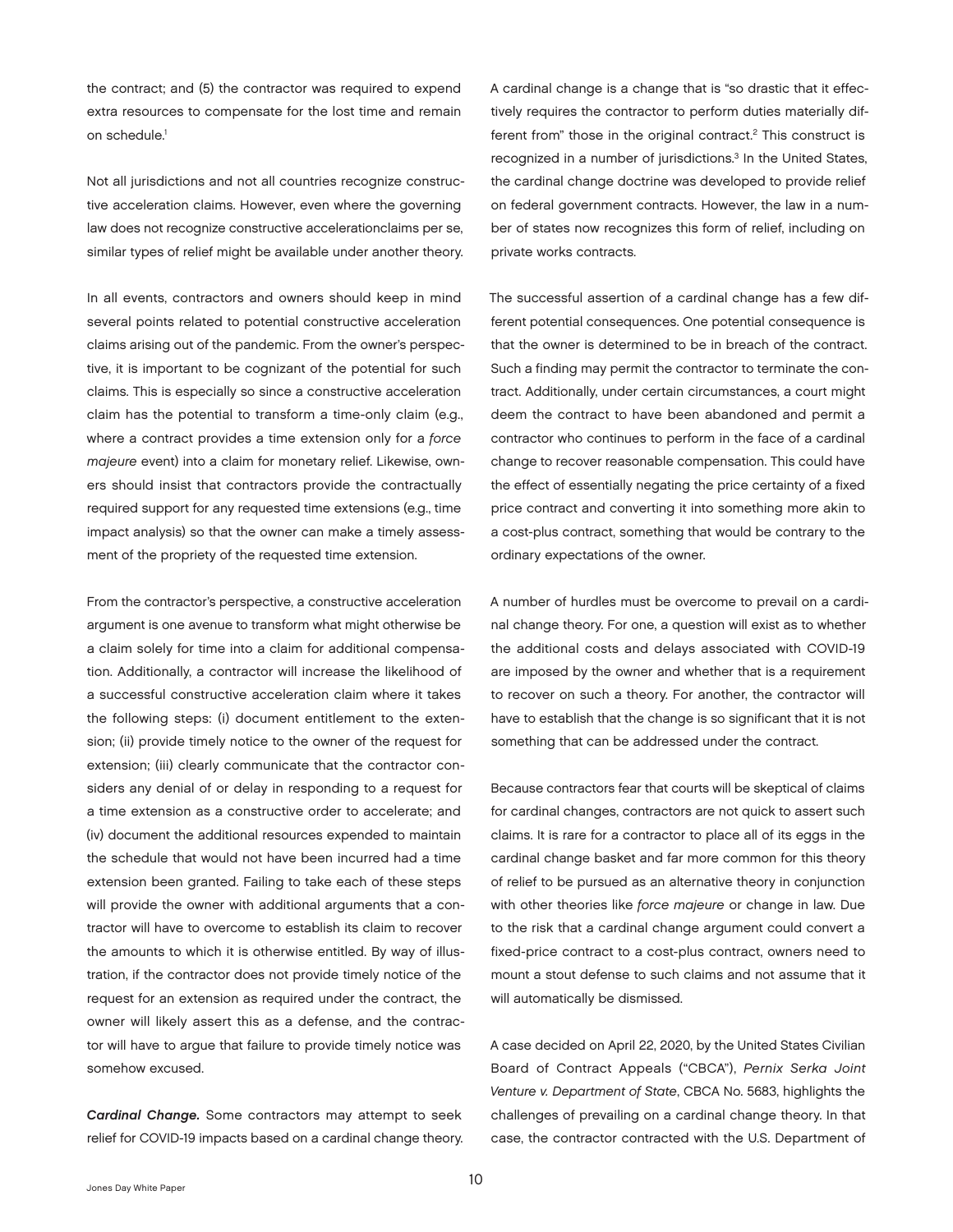the contract; and (5) the contractor was required to expend extra resources to compensate for the lost time and remain on schedule.[1]

Not all jurisdictions and not all countries recognize constructive acceleration claims. However, even where the governing law does not recognize constructive accelerationclaims per se, similar types of relief might be available under another theory.

In all events, contractors and owners should keep in mind several points related to potential constructive acceleration claims arising out of the pandemic. From the owner's perspective, it is important to be cognizant of the potential for such claims. This is especially so since a constructive acceleration claim has the potential to transform a time-only claim (e.g., where a contract provides a time extension only for a *force majeure* event) into a claim for monetary relief. Likewise, owners should insist that contractors provide the contractually required support for any requested time extensions (e.g., time impact analysis) so that the owner can make a timely assessment of the propriety of the requested time extension.

From the contractor's perspective, a constructive acceleration argument is one avenue to transform what might otherwise be a claim solely for time into a claim for additional compensation. Additionally, a contractor will increase the likelihood of a successful constructive acceleration claim where it takes the following steps: (i) document entitlement to the extension; (ii) provide timely notice to the owner of the request for extension; (iii) clearly communicate that the contractor considers any denial of or delay in responding to a request for a time extension as a constructive order to accelerate; and (iv) document the additional resources expended to maintain the schedule that would not have been incurred had a time extension been granted. Failing to take each of these steps will provide the owner with additional arguments that a contractor will have to overcome to establish its claim to recover the amounts to which it is otherwise entitled. By way of illustration, if the contractor does not provide timely notice of the request for an extension as required under the contract, the owner will likely assert this as a defense, and the contractor will have to argue that failure to provide timely notice was somehow excused.

***Cardinal Change.*** Some contractors may attempt to seek relief for COVID-19 impacts based on a cardinal change theory. A cardinal change is a change that is "so drastic that it effectively requires the contractor to perform duties materially different from" those in the original contract.[2] This construct is recognized in a number of jurisdictions.[3] In the United States, the cardinal change doctrine was developed to provide relief on federal government contracts. However, the law in a number of states now recognizes this form of relief, including on private works contracts.

The successful assertion of a cardinal change has a few different potential consequences. One potential consequence is that the owner is determined to be in breach of the contract. Such a finding may permit the contractor to terminate the contract. Additionally, under certain circumstances, a court might deem the contract to have been abandoned and permit a contractor who continues to perform in the face of a cardinal change to recover reasonable compensation. This could have the effect of essentially negating the price certainty of a fixed price contract and converting it into something more akin to a cost-plus contract, something that would be contrary to the ordinary expectations of the owner.

A number of hurdles must be overcome to prevail on a cardinal change theory. For one, a question will exist as to whether the additional costs and delays associated with COVID-19 are imposed by the owner and whether that is a requirement to recover on such a theory. For another, the contractor will have to establish that the change is so significant that it is not something that can be addressed under the contract.

Because contractors fear that courts will be skeptical of claims for cardinal changes, contractors are not quick to assert such claims. It is rare for a contractor to place all of its eggs in the cardinal change basket and far more common for this theory of relief to be pursued as an alternative theory in conjunction with other theories like *force majeure* or change in law. Due to the risk that a cardinal change argument could convert a fixed-price contract to a cost-plus contract, owners need to mount a stout defense to such claims and not assume that it will automatically be dismissed.

A case decided on April 22, 2020, by the United States Civilian Board of Contract Appeals ("CBCA"), *Pernix Serka Joint Venture v. Department of State*, CBCA No. 5683, highlights the challenges of prevailing on a cardinal change theory. In that case, the contractor contracted with the U.S. Department of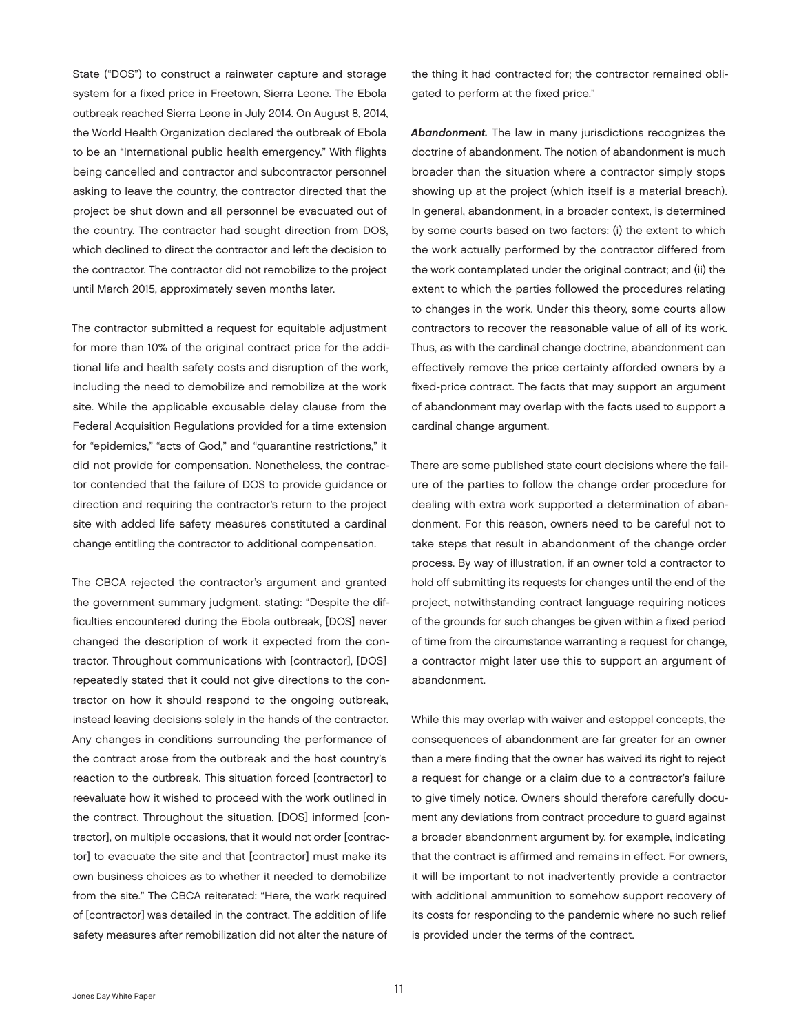State ("DOS") to construct a rainwater capture and storage system for a fixed price in Freetown, Sierra Leone. The Ebola outbreak reached Sierra Leone in July 2014. On August 8, 2014, the World Health Organization declared the outbreak of Ebola to be an "International public health emergency." With flights being cancelled and contractor and subcontractor personnel asking to leave the country, the contractor directed that the project be shut down and all personnel be evacuated out of the country. The contractor had sought direction from DOS, which declined to direct the contractor and left the decision to the contractor. The contractor did not remobilize to the project until March 2015, approximately seven months later.

The contractor submitted a request for equitable adjustment for more than 10% of the original contract price for the additional life and health safety costs and disruption of the work, including the need to demobilize and remobilize at the work site. While the applicable excusable delay clause from the Federal Acquisition Regulations provided for a time extension for "epidemics," "acts of God," and "quarantine restrictions," it did not provide for compensation. Nonetheless, the contractor contended that the failure of DOS to provide guidance or direction and requiring the contractor's return to the project site with added life safety measures constituted a cardinal change entitling the contractor to additional compensation.

The CBCA rejected the contractor's argument and granted the government summary judgment, stating: "Despite the difficulties encountered during the Ebola outbreak, [DOS] never changed the description of work it expected from the contractor. Throughout communications with [contractor], [DOS] repeatedly stated that it could not give directions to the contractor on how it should respond to the ongoing outbreak, instead leaving decisions solely in the hands of the contractor. Any changes in conditions surrounding the performance of the contract arose from the outbreak and the host country's reaction to the outbreak. This situation forced [contractor] to reevaluate how it wished to proceed with the work outlined in the contract. Throughout the situation, [DOS] informed [contractor], on multiple occasions, that it would not order [contractor] to evacuate the site and that [contractor] must make its own business choices as to whether it needed to demobilize from the site." The CBCA reiterated: "Here, the work required of [contractor] was detailed in the contract. The addition of life safety measures after remobilization did not alter the nature of the thing it had contracted for; the contractor remained obligated to perform at the fixed price."

***Abandonment.*** The law in many jurisdictions recognizes the doctrine of abandonment. The notion of abandonment is much broader than the situation where a contractor simply stops showing up at the project (which itself is a material breach). In general, abandonment, in a broader context, is determined by some courts based on two factors: (i) the extent to which the work actually performed by the contractor differed from the work contemplated under the original contract; and (ii) the extent to which the parties followed the procedures relating to changes in the work. Under this theory, some courts allow contractors to recover the reasonable value of all of its work. Thus, as with the cardinal change doctrine, abandonment can effectively remove the price certainty afforded owners by a fixed-price contract. The facts that may support an argument of abandonment may overlap with the facts used to support a cardinal change argument.

There are some published state court decisions where the failure of the parties to follow the change order procedure for dealing with extra work supported a determination of abandonment. For this reason, owners need to be careful not to take steps that result in abandonment of the change order process. By way of illustration, if an owner told a contractor to hold off submitting its requests for changes until the end of the project, notwithstanding contract language requiring notices of the grounds for such changes be given within a fixed period of time from the circumstance warranting a request for change, a contractor might later use this to support an argument of abandonment.

While this may overlap with waiver and estoppel concepts, the consequences of abandonment are far greater for an owner than a mere finding that the owner has waived its right to reject a request for change or a claim due to a contractor's failure to give timely notice. Owners should therefore carefully document any deviations from contract procedure to guard against a broader abandonment argument by, for example, indicating that the contract is affirmed and remains in effect. For owners, it will be important to not inadvertently provide a contractor with additional ammunition to somehow support recovery of its costs for responding to the pandemic where no such relief is provided under the terms of the contract.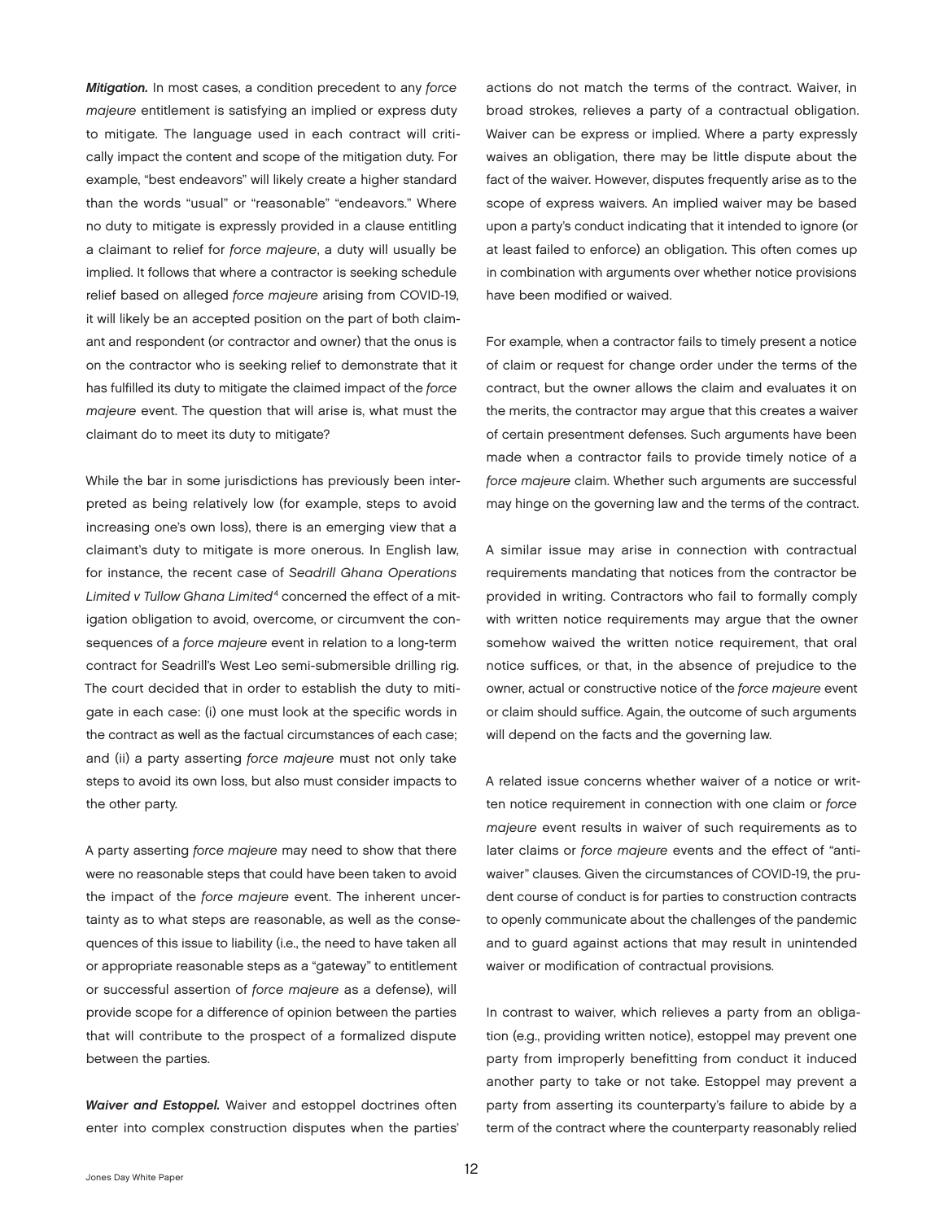***Mitigation.*** In most cases, a condition precedent to any *force majeure* entitlement is satisfying an implied or express duty to mitigate. The language used in each contract will critically impact the content and scope of the mitigation duty. For example, "best endeavors" will likely create a higher standard than the words "usual" or "reasonable" "endeavors." Where no duty to mitigate is expressly provided in a clause entitling a claimant to relief for *force majeure*, a duty will usually be implied. It follows that where a contractor is seeking schedule relief based on alleged *force majeure* arising from COVID-19, it will likely be an accepted position on the part of both claimant and respondent (or contractor and owner) that the onus is on the contractor who is seeking relief to demonstrate that it has fulfilled its duty to mitigate the claimed impact of the *force majeure* event. The question that will arise is, what must the claimant do to meet its duty to mitigate?

While the bar in some jurisdictions has previously been interpreted as being relatively low (for example, steps to avoid increasing one's own loss), there is an emerging view that a claimant's duty to mitigate is more onerous. In English law, for instance, the recent case of *Seadrill Ghana Operations Limited v Tullow Ghana Limited*[4] concerned the effect of a mitigation obligation to avoid, overcome, or circumvent the consequences of a *force majeure* event in relation to a long-term contract for Seadrill's West Leo semi-submersible drilling rig. The court decided that in order to establish the duty to mitigate in each case: (i) one must look at the specific words in the contract as well as the factual circumstances of each case; and (ii) a party asserting *force majeure* must not only take steps to avoid its own loss, but also must consider impacts to the other party.

A party asserting *force majeure* may need to show that there were no reasonable steps that could have been taken to avoid the impact of the *force majeure* event. The inherent uncertainty as to what steps are reasonable, as well as the consequences of this issue to liability (i.e., the need to have taken all or appropriate reasonable steps as a "gateway" to entitlement or successful assertion of *force majeure* as a defense), will provide scope for a difference of opinion between the parties that will contribute to the prospect of a formalized dispute between the parties.

***Waiver and Estoppel.*** Waiver and estoppel doctrines often enter into complex construction disputes when the parties' actions do not match the terms of the contract. Waiver, in broad strokes, relieves a party of a contractual obligation. Waiver can be express or implied. Where a party expressly waives an obligation, there may be little dispute about the fact of the waiver. However, disputes frequently arise as to the scope of express waivers. An implied waiver may be based upon a party's conduct indicating that it intended to ignore (or at least failed to enforce) an obligation. This often comes up in combination with arguments over whether notice provisions have been modified or waived.

For example, when a contractor fails to timely present a notice of claim or request for change order under the terms of the contract, but the owner allows the claim and evaluates it on the merits, the contractor may argue that this creates a waiver of certain presentment defenses. Such arguments have been made when a contractor fails to provide timely notice of a *force majeure* claim. Whether such arguments are successful may hinge on the governing law and the terms of the contract.

A similar issue may arise in connection with contractual requirements mandating that notices from the contractor be provided in writing. Contractors who fail to formally comply with written notice requirements may argue that the owner somehow waived the written notice requirement, that oral notice suffices, or that, in the absence of prejudice to the owner, actual or constructive notice of the *force majeure* event or claim should suffice. Again, the outcome of such arguments will depend on the facts and the governing law.

A related issue concerns whether waiver of a notice or written notice requirement in connection with one claim or *force majeure* event results in waiver of such requirements as to later claims or *force majeure* events and the effect of "anti-waiver" clauses. Given the circumstances of COVID-19, the prudent course of conduct is for parties to construction contracts to openly communicate about the challenges of the pandemic and to guard against actions that may result in unintended waiver or modification of contractual provisions.

In contrast to waiver, which relieves a party from an obligation (e.g., providing written notice), estoppel may prevent one party from improperly benefitting from conduct it induced another party to take or not take. Estoppel may prevent a party from asserting its counterparty's failure to abide by a term of the contract where the counterparty reasonably relied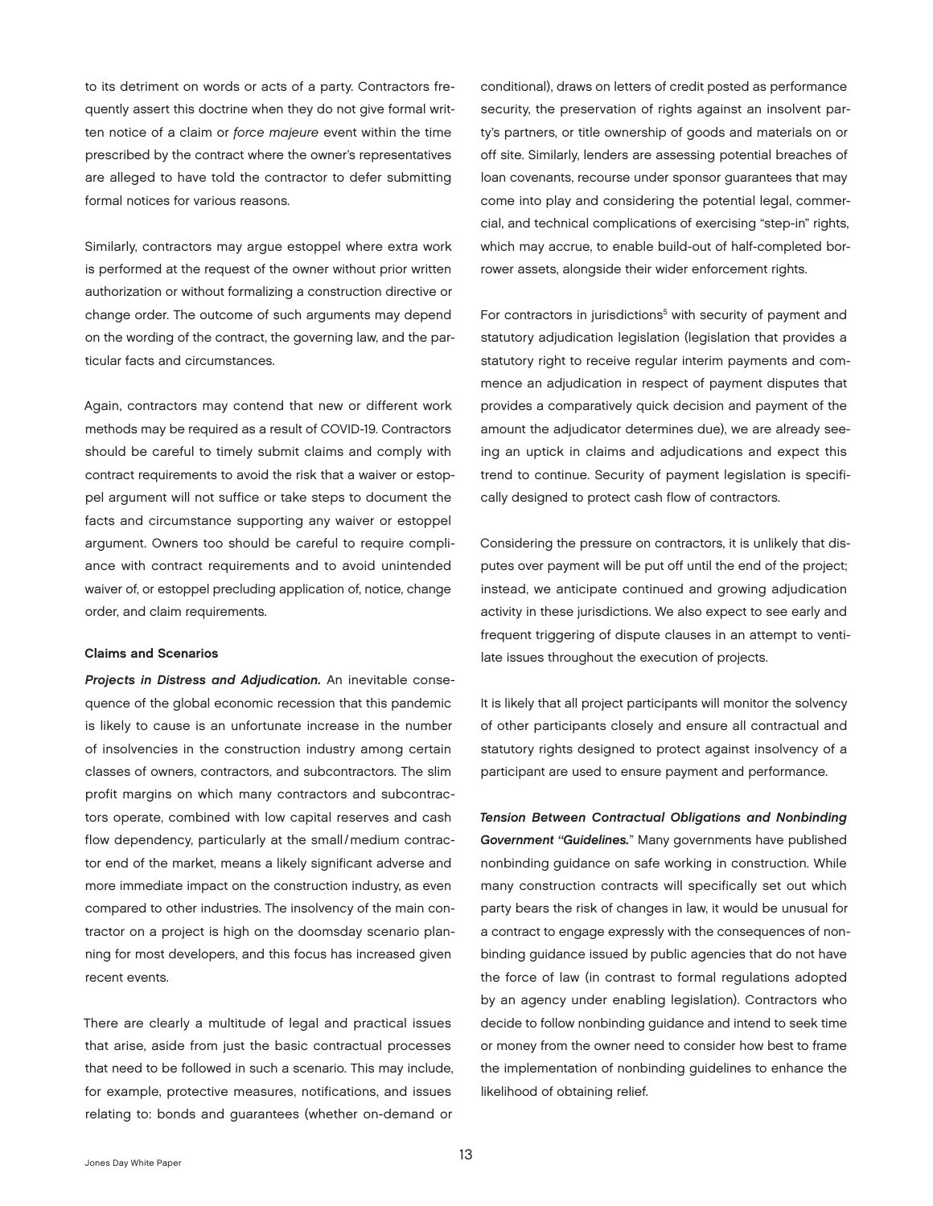to its detriment on words or acts of a party. Contractors frequently assert this doctrine when they do not give formal written notice of a claim or *force majeure* event within the time prescribed by the contract where the owner's representatives are alleged to have told the contractor to defer submitting formal notices for various reasons.

Similarly, contractors may argue estoppel where extra work is performed at the request of the owner without prior written authorization or without formalizing a construction directive or change order. The outcome of such arguments may depend on the wording of the contract, the governing law, and the particular facts and circumstances.

Again, contractors may contend that new or different work methods may be required as a result of COVID-19. Contractors should be careful to timely submit claims and comply with contract requirements to avoid the risk that a waiver or estoppel argument will not suffice or take steps to document the facts and circumstance supporting any waiver or estoppel argument. Owners too should be careful to require compliance with contract requirements and to avoid unintended waiver of, or estoppel precluding application of, notice, change order, and claim requirements.

**Claims and Scenarios**

***Projects in Distress and Adjudication.*** An inevitable consequence of the global economic recession that this pandemic is likely to cause is an unfortunate increase in the number of insolvencies in the construction industry among certain classes of owners, contractors, and subcontractors. The slim profit margins on which many contractors and subcontractors operate, combined with low capital reserves and cash flow dependency, particularly at the small/medium contractor end of the market, means a likely significant adverse and more immediate impact on the construction industry, as even compared to other industries. The insolvency of the main contractor on a project is high on the doomsday scenario planning for most developers, and this focus has increased given recent events.

There are clearly a multitude of legal and practical issues that arise, aside from just the basic contractual processes that need to be followed in such a scenario. This may include, for example, protective measures, notifications, and issues relating to: bonds and guarantees (whether on-demand or conditional), draws on letters of credit posted as performance security, the preservation of rights against an insolvent party's partners, or title ownership of goods and materials on or off site. Similarly, lenders are assessing potential breaches of loan covenants, recourse under sponsor guarantees that may come into play and considering the potential legal, commercial, and technical complications of exercising "step-in" rights, which may accrue, to enable build-out of half-completed borrower assets, alongside their wider enforcement rights.

For contractors in jurisdictions[5] with security of payment and statutory adjudication legislation (legislation that provides a statutory right to receive regular interim payments and commence an adjudication in respect of payment disputes that provides a comparatively quick decision and payment of the amount the adjudicator determines due), we are already seeing an uptick in claims and adjudications and expect this trend to continue. Security of payment legislation is specifically designed to protect cash flow of contractors.

Considering the pressure on contractors, it is unlikely that disputes over payment will be put off until the end of the project; instead, we anticipate continued and growing adjudication activity in these jurisdictions. We also expect to see early and frequent triggering of dispute clauses in an attempt to ventilate issues throughout the execution of projects.

It is likely that all project participants will monitor the solvency of other participants closely and ensure all contractual and statutory rights designed to protect against insolvency of a participant are used to ensure payment and performance.

***Tension Between Contractual Obligations and Nonbinding Government "Guidelines."*** Many governments have published nonbinding guidance on safe working in construction. While many construction contracts will specifically set out which party bears the risk of changes in law, it would be unusual for a contract to engage expressly with the consequences of nonbinding guidance issued by public agencies that do not have the force of law (in contrast to formal regulations adopted by an agency under enabling legislation). Contractors who decide to follow nonbinding guidance and intend to seek time or money from the owner need to consider how best to frame the implementation of nonbinding guidelines to enhance the likelihood of obtaining relief.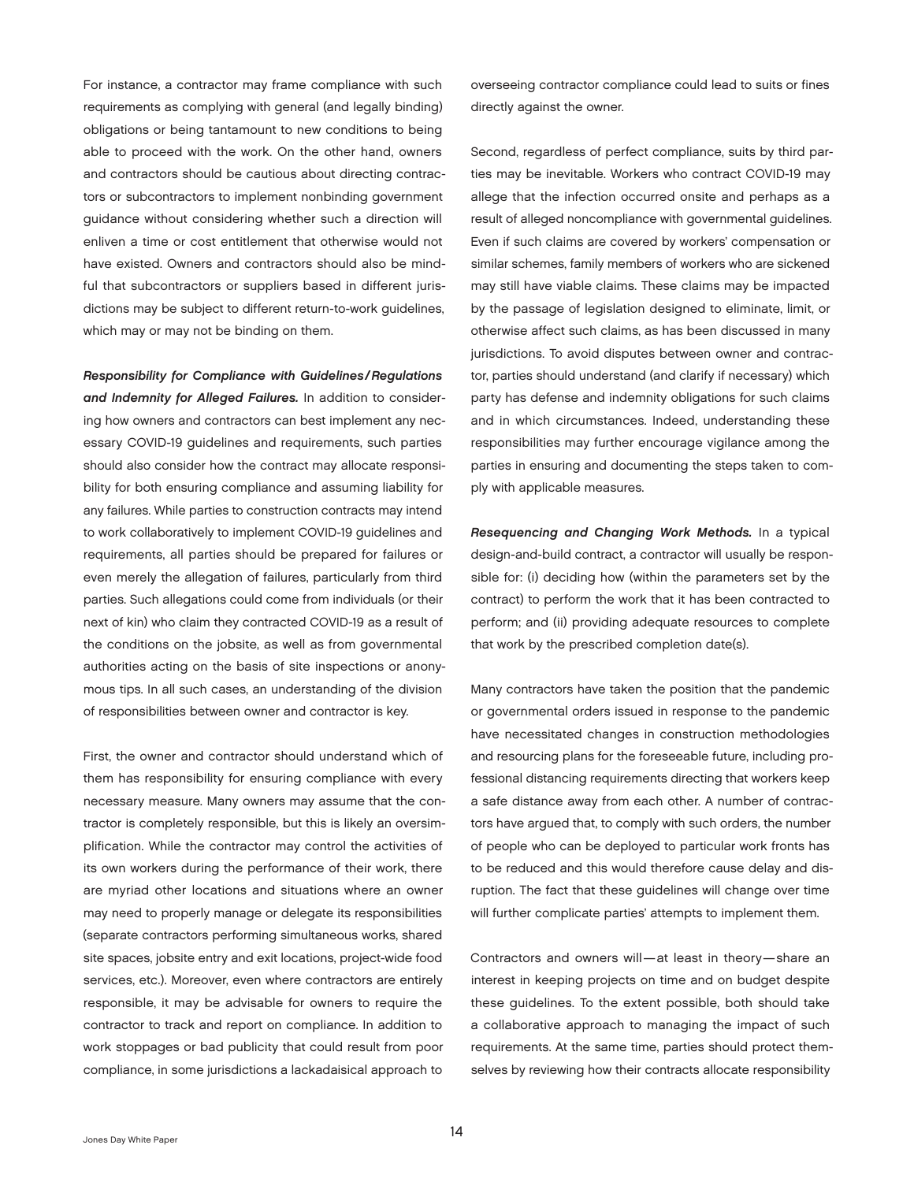For instance, a contractor may frame compliance with such requirements as complying with general (and legally binding) obligations or being tantamount to new conditions to being able to proceed with the work. On the other hand, owners and contractors should be cautious about directing contractors or subcontractors to implement nonbinding government guidance without considering whether such a direction will enliven a time or cost entitlement that otherwise would not have existed. Owners and contractors should also be mindful that subcontractors or suppliers based in different jurisdictions may be subject to different return-to-work guidelines, which may or may not be binding on them.

***Responsibility for Compliance with Guidelines/Regulations and Indemnity for Alleged Failures.*** In addition to considering how owners and contractors can best implement any necessary COVID-19 guidelines and requirements, such parties should also consider how the contract may allocate responsibility for both ensuring compliance and assuming liability for any failures. While parties to construction contracts may intend to work collaboratively to implement COVID-19 guidelines and requirements, all parties should be prepared for failures or even merely the allegation of failures, particularly from third parties. Such allegations could come from individuals (or their next of kin) who claim they contracted COVID-19 as a result of the conditions on the jobsite, as well as from governmental authorities acting on the basis of site inspections or anonymous tips. In all such cases, an understanding of the division of responsibilities between owner and contractor is key.

First, the owner and contractor should understand which of them has responsibility for ensuring compliance with every necessary measure. Many owners may assume that the contractor is completely responsible, but this is likely an oversimplification. While the contractor may control the activities of its own workers during the performance of their work, there are myriad other locations and situations where an owner may need to properly manage or delegate its responsibilities (separate contractors performing simultaneous works, shared site spaces, jobsite entry and exit locations, project-wide food services, etc.). Moreover, even where contractors are entirely responsible, it may be advisable for owners to require the contractor to track and report on compliance. In addition to work stoppages or bad publicity that could result from poor compliance, in some jurisdictions a lackadaisical approach to overseeing contractor compliance could lead to suits or fines directly against the owner.

Second, regardless of perfect compliance, suits by third parties may be inevitable. Workers who contract COVID-19 may allege that the infection occurred onsite and perhaps as a result of alleged noncompliance with governmental guidelines. Even if such claims are covered by workers' compensation or similar schemes, family members of workers who are sickened may still have viable claims. These claims may be impacted by the passage of legislation designed to eliminate, limit, or otherwise affect such claims, as has been discussed in many jurisdictions. To avoid disputes between owner and contractor, parties should understand (and clarify if necessary) which party has defense and indemnity obligations for such claims and in which circumstances. Indeed, understanding these responsibilities may further encourage vigilance among the parties in ensuring and documenting the steps taken to comply with applicable measures.

***Resequencing and Changing Work Methods.*** In a typical design-and-build contract, a contractor will usually be responsible for: (i) deciding how (within the parameters set by the contract) to perform the work that it has been contracted to perform; and (ii) providing adequate resources to complete that work by the prescribed completion date(s).

Many contractors have taken the position that the pandemic or governmental orders issued in response to the pandemic have necessitated changes in construction methodologies and resourcing plans for the foreseeable future, including professional distancing requirements directing that workers keep a safe distance away from each other. A number of contractors have argued that, to comply with such orders, the number of people who can be deployed to particular work fronts has to be reduced and this would therefore cause delay and disruption. The fact that these guidelines will change over time will further complicate parties' attempts to implement them.

Contractors and owners will—at least in theory—share an interest in keeping projects on time and on budget despite these guidelines. To the extent possible, both should take a collaborative approach to managing the impact of such requirements. At the same time, parties should protect themselves by reviewing how their contracts allocate responsibility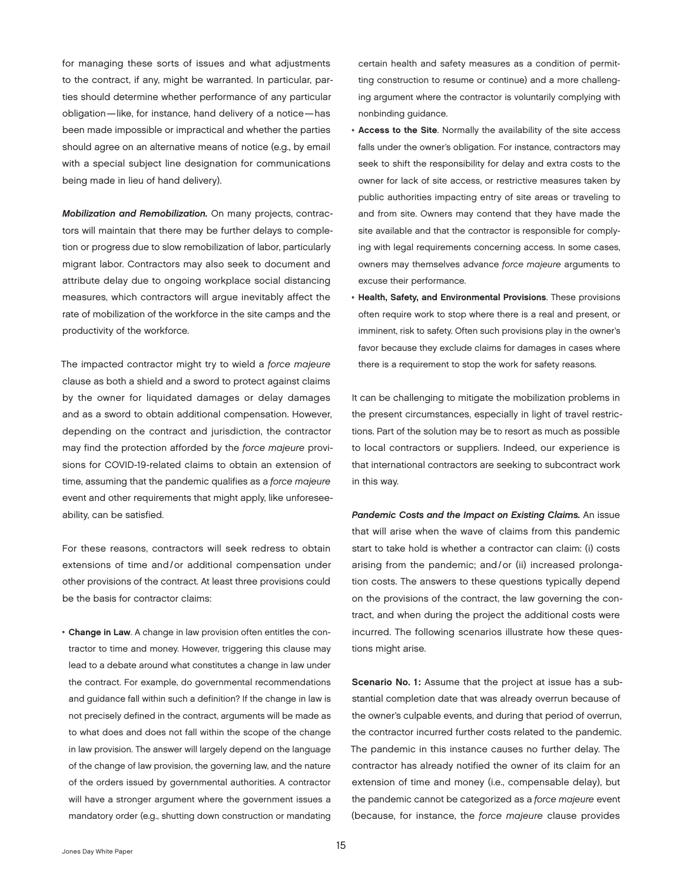for managing these sorts of issues and what adjustments to the contract, if any, might be warranted. In particular, parties should determine whether performance of any particular obligation—like, for instance, hand delivery of a notice—has been made impossible or impractical and whether the parties should agree on an alternative means of notice (e.g., by email with a special subject line designation for communications being made in lieu of hand delivery).

***Mobilization and Remobilization.*** On many projects, contractors will maintain that there may be further delays to completion or progress due to slow remobilization of labor, particularly migrant labor. Contractors may also seek to document and attribute delay due to ongoing workplace social distancing measures, which contractors will argue inevitably affect the rate of mobilization of the workforce in the site camps and the productivity of the workforce.

The impacted contractor might try to wield a *force majeure* clause as both a shield and a sword to protect against claims by the owner for liquidated damages or delay damages and as a sword to obtain additional compensation. However, depending on the contract and jurisdiction, the contractor may find the protection afforded by the *force majeure* provisions for COVID-19-related claims to obtain an extension of time, assuming that the pandemic qualifies as a *force majeure* event and other requirements that might apply, like unforeseeability, can be satisfied.

For these reasons, contractors will seek redress to obtain extensions of time and/or additional compensation under other provisions of the contract. At least three provisions could be the basis for contractor claims:

- **Change in Law**. A change in law provision often entitles the contractor to time and money. However, triggering this clause may lead to a debate around what constitutes a change in law under the contract. For example, do governmental recommendations and guidance fall within such a definition? If the change in law is not precisely defined in the contract, arguments will be made as to what does and does not fall within the scope of the change in law provision. The answer will largely depend on the language of the change of law provision, the governing law, and the nature of the orders issued by governmental authorities. A contractor will have a stronger argument where the government issues a mandatory order (e.g., shutting down construction or mandating certain health and safety measures as a condition of permitting construction to resume or continue) and a more challenging argument where the contractor is voluntarily complying with nonbinding guidance.
- **Access to the Site**. Normally the availability of the site access falls under the owner's obligation. For instance, contractors may seek to shift the responsibility for delay and extra costs to the owner for lack of site access, or restrictive measures taken by public authorities impacting entry of site areas or traveling to and from site. Owners may contend that they have made the site available and that the contractor is responsible for complying with legal requirements concerning access. In some cases, owners may themselves advance *force majeure* arguments to excuse their performance.
- **Health, Safety, and Environmental Provisions**. These provisions often require work to stop where there is a real and present, or imminent, risk to safety. Often such provisions play in the owner's favor because they exclude claims for damages in cases where there is a requirement to stop the work for safety reasons.

It can be challenging to mitigate the mobilization problems in the present circumstances, especially in light of travel restrictions. Part of the solution may be to resort as much as possible to local contractors or suppliers. Indeed, our experience is that international contractors are seeking to subcontract work in this way.

***Pandemic Costs and the Impact on Existing Claims.*** An issue that will arise when the wave of claims from this pandemic start to take hold is whether a contractor can claim: (i) costs arising from the pandemic; and/or (ii) increased prolongation costs. The answers to these questions typically depend on the provisions of the contract, the law governing the contract, and when during the project the additional costs were incurred. The following scenarios illustrate how these questions might arise.

**Scenario No. 1:** Assume that the project at issue has a substantial completion date that was already overrun because of the owner's culpable events, and during that period of overrun, the contractor incurred further costs related to the pandemic. The pandemic in this instance causes no further delay. The contractor has already notified the owner of its claim for an extension of time and money (i.e., compensable delay), but the pandemic cannot be categorized as a *force majeure* event (because, for instance, the *force majeure* clause provides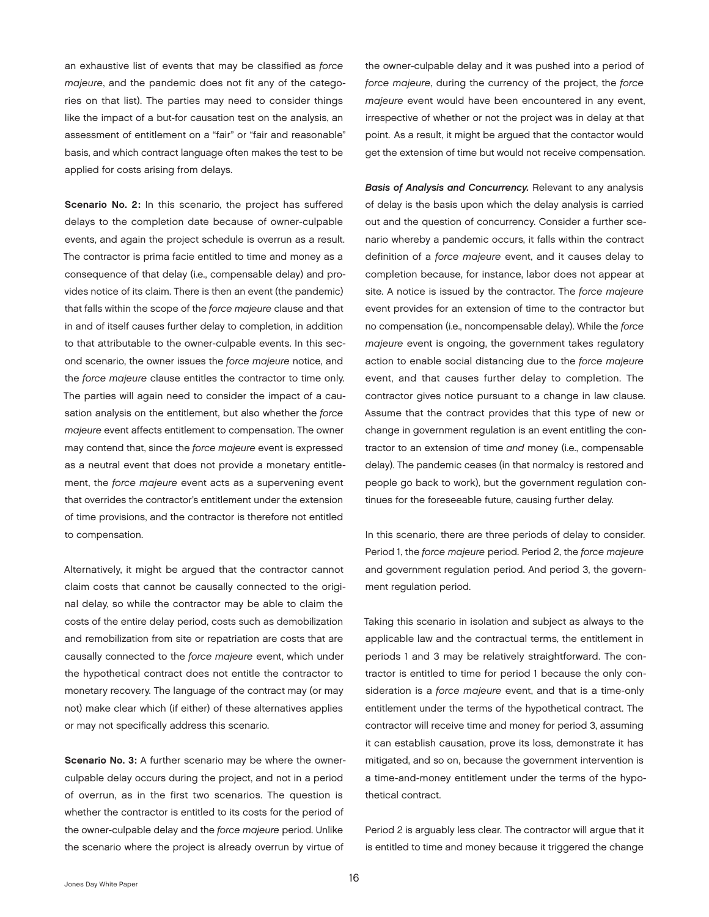an exhaustive list of events that may be classified as *force majeure*, and the pandemic does not fit any of the categories on that list). The parties may need to consider things like the impact of a but-for causation test on the analysis, an assessment of entitlement on a "fair" or "fair and reasonable" basis, and which contract language often makes the test to be applied for costs arising from delays.

**Scenario No. 2:** In this scenario, the project has suffered delays to the completion date because of owner-culpable events, and again the project schedule is overrun as a result. The contractor is prima facie entitled to time and money as a consequence of that delay (i.e., compensable delay) and provides notice of its claim. There is then an event (the pandemic) that falls within the scope of the *force majeure* clause and that in and of itself causes further delay to completion, in addition to that attributable to the owner-culpable events. In this second scenario, the owner issues the *force majeure* notice, and the *force majeure* clause entitles the contractor to time only. The parties will again need to consider the impact of a causation analysis on the entitlement, but also whether the *force majeure* event affects entitlement to compensation. The owner may contend that, since the *force majeure* event is expressed as a neutral event that does not provide a monetary entitlement, the *force majeure* event acts as a supervening event that overrides the contractor's entitlement under the extension of time provisions, and the contractor is therefore not entitled to compensation.

Alternatively, it might be argued that the contractor cannot claim costs that cannot be causally connected to the original delay, so while the contractor may be able to claim the costs of the entire delay period, costs such as demobilization and remobilization from site or repatriation are costs that are causally connected to the *force majeure* event, which under the hypothetical contract does not entitle the contractor to monetary recovery. The language of the contract may (or may not) make clear which (if either) of these alternatives applies or may not specifically address this scenario.

**Scenario No. 3:** A further scenario may be where the owner-culpable delay occurs during the project, and not in a period of overrun, as in the first two scenarios. The question is whether the contractor is entitled to its costs for the period of the owner-culpable delay and the *force majeure* period. Unlike the scenario where the project is already overrun by virtue of the owner-culpable delay and it was pushed into a period of *force majeure*, during the currency of the project, the *force majeure* event would have been encountered in any event, irrespective of whether or not the project was in delay at that point. As a result, it might be argued that the contactor would get the extension of time but would not receive compensation.

***Basis of Analysis and Concurrency.*** Relevant to any analysis of delay is the basis upon which the delay analysis is carried out and the question of concurrency. Consider a further scenario whereby a pandemic occurs, it falls within the contract definition of a *force majeure* event, and it causes delay to completion because, for instance, labor does not appear at site. A notice is issued by the contractor. The *force majeure* event provides for an extension of time to the contractor but no compensation (i.e., noncompensable delay). While the *force majeure* event is ongoing, the government takes regulatory action to enable social distancing due to the *force majeure* event, and that causes further delay to completion. The contractor gives notice pursuant to a change in law clause. Assume that the contract provides that this type of new or change in government regulation is an event entitling the contractor to an extension of time *and* money (i.e., compensable delay). The pandemic ceases (in that normalcy is restored and people go back to work), but the government regulation continues for the foreseeable future, causing further delay.

In this scenario, there are three periods of delay to consider. Period 1, the *force majeure* period. Period 2, the *force majeure* and government regulation period. And period 3, the government regulation period.

Taking this scenario in isolation and subject as always to the applicable law and the contractual terms, the entitlement in periods 1 and 3 may be relatively straightforward. The contractor is entitled to time for period 1 because the only consideration is a *force majeure* event, and that is a time-only entitlement under the terms of the hypothetical contract. The contractor will receive time and money for period 3, assuming it can establish causation, prove its loss, demonstrate it has mitigated, and so on, because the government intervention is a time-and-money entitlement under the terms of the hypothetical contract.

Period 2 is arguably less clear. The contractor will argue that it is entitled to time and money because it triggered the change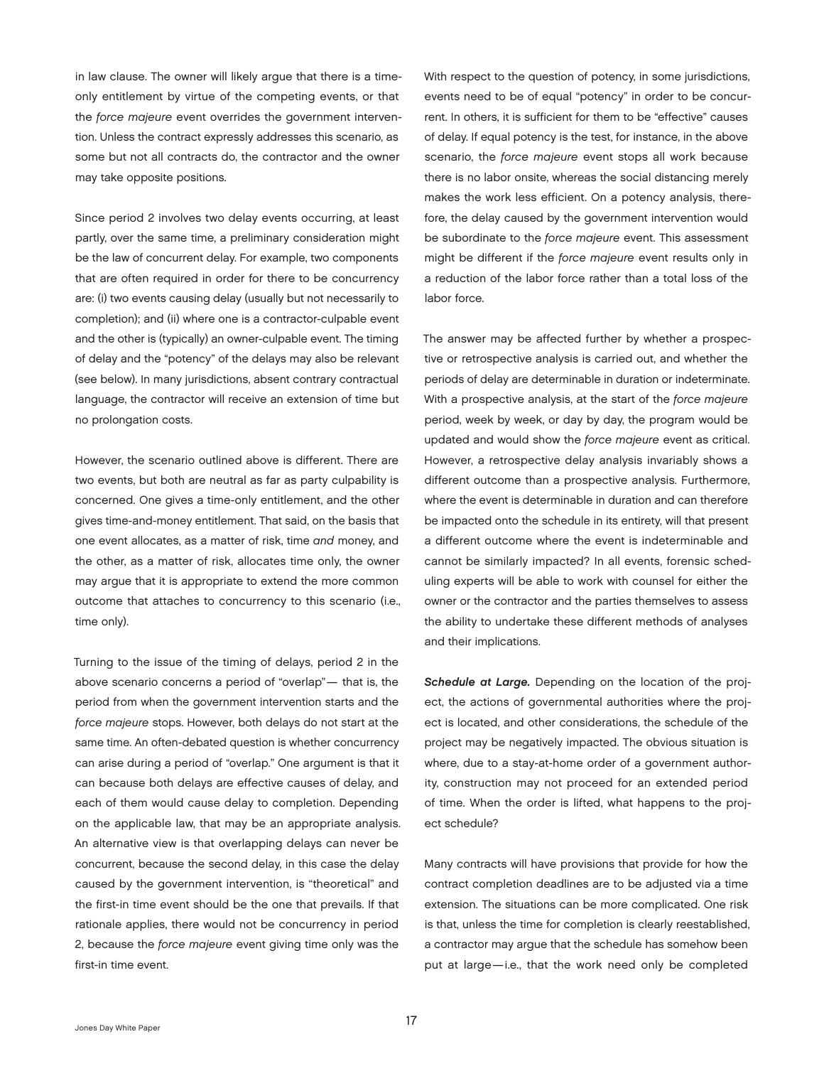in law clause. The owner will likely argue that there is a time-only entitlement by virtue of the competing events, or that the *force majeure* event overrides the government intervention. Unless the contract expressly addresses this scenario, as some but not all contracts do, the contractor and the owner may take opposite positions.

Since period 2 involves two delay events occurring, at least partly, over the same time, a preliminary consideration might be the law of concurrent delay. For example, two components that are often required in order for there to be concurrency are: (i) two events causing delay (usually but not necessarily to completion); and (ii) where one is a contractor-culpable event and the other is (typically) an owner-culpable event. The timing of delay and the "potency" of the delays may also be relevant (see below). In many jurisdictions, absent contrary contractual language, the contractor will receive an extension of time but no prolongation costs.

However, the scenario outlined above is different. There are two events, but both are neutral as far as party culpability is concerned. One gives a time-only entitlement, and the other gives time-and-money entitlement. That said, on the basis that one event allocates, as a matter of risk, time *and* money, and the other, as a matter of risk, allocates time only, the owner may argue that it is appropriate to extend the more common outcome that attaches to concurrency to this scenario (i.e., time only).

Turning to the issue of the timing of delays, period 2 in the above scenario concerns a period of "overlap"— that is, the period from when the government intervention starts and the *force majeure* stops. However, both delays do not start at the same time. An often-debated question is whether concurrency can arise during a period of "overlap." One argument is that it can because both delays are effective causes of delay, and each of them would cause delay to completion. Depending on the applicable law, that may be an appropriate analysis. An alternative view is that overlapping delays can never be concurrent, because the second delay, in this case the delay caused by the government intervention, is "theoretical" and the first-in time event should be the one that prevails. If that rationale applies, there would not be concurrency in period 2, because the *force majeure* event giving time only was the first-in time event.

With respect to the question of potency, in some jurisdictions, events need to be of equal "potency" in order to be concurrent. In others, it is sufficient for them to be "effective" causes of delay. If equal potency is the test, for instance, in the above scenario, the *force majeure* event stops all work because there is no labor onsite, whereas the social distancing merely makes the work less efficient. On a potency analysis, therefore, the delay caused by the government intervention would be subordinate to the *force majeure* event. This assessment might be different if the *force majeure* event results only in a reduction of the labor force rather than a total loss of the labor force.

The answer may be affected further by whether a prospective or retrospective analysis is carried out, and whether the periods of delay are determinable in duration or indeterminate. With a prospective analysis, at the start of the *force majeure* period, week by week, or day by day, the program would be updated and would show the *force majeure* event as critical. However, a retrospective delay analysis invariably shows a different outcome than a prospective analysis. Furthermore, where the event is determinable in duration and can therefore be impacted onto the schedule in its entirety, will that present a different outcome where the event is indeterminable and cannot be similarly impacted? In all events, forensic scheduling experts will be able to work with counsel for either the owner or the contractor and the parties themselves to assess the ability to undertake these different methods of analyses and their implications.

***Schedule at Large.*** Depending on the location of the project, the actions of governmental authorities where the project is located, and other considerations, the schedule of the project may be negatively impacted. The obvious situation is where, due to a stay-at-home order of a government authority, construction may not proceed for an extended period of time. When the order is lifted, what happens to the project schedule?

Many contracts will have provisions that provide for how the contract completion deadlines are to be adjusted via a time extension. The situations can be more complicated. One risk is that, unless the time for completion is clearly reestablished, a contractor may argue that the schedule has somehow been put at large—i.e., that the work need only be completed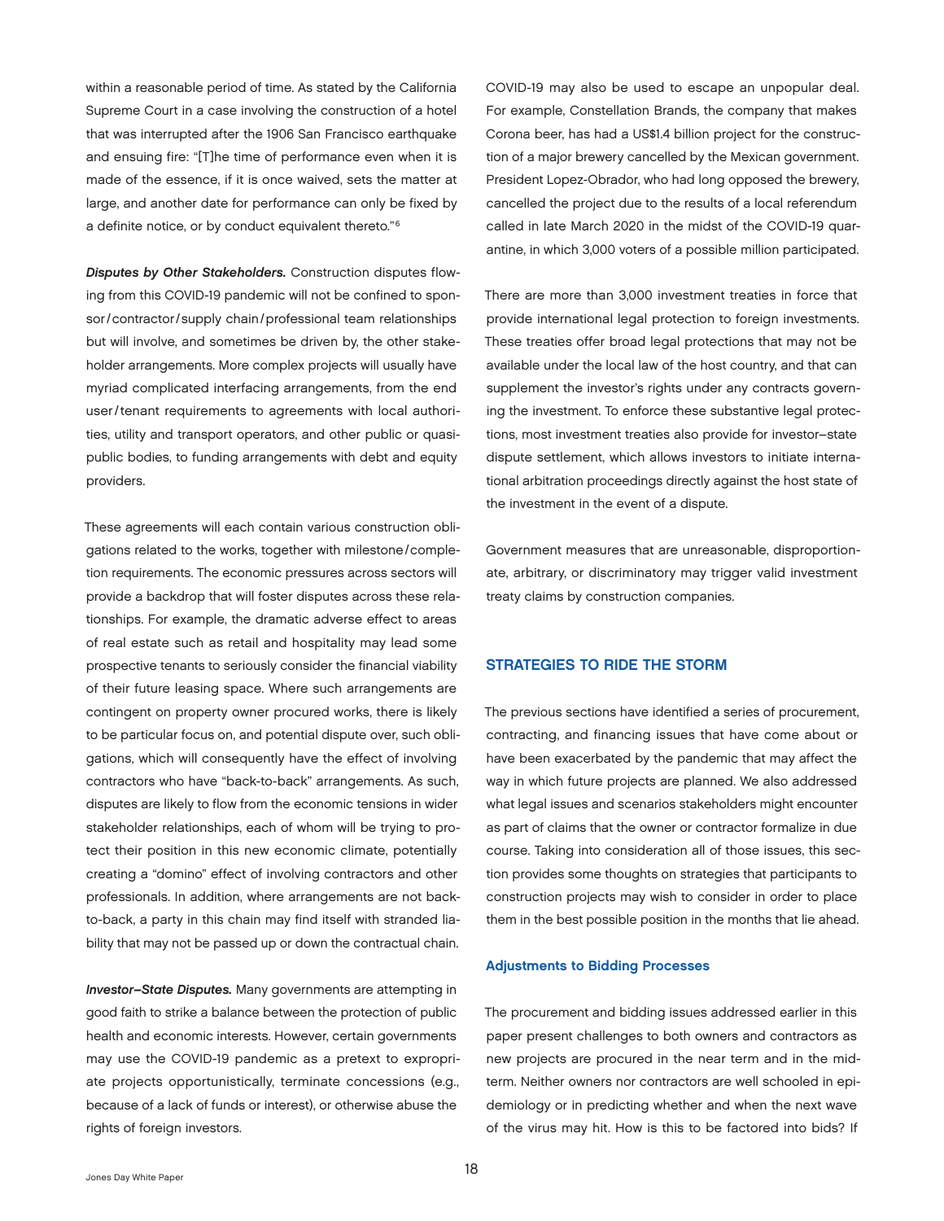within a reasonable period of time. As stated by the California Supreme Court in a case involving the construction of a hotel that was interrupted after the 1906 San Francisco earthquake and ensuing fire: "[T]he time of performance even when it is made of the essence, if it is once waived, sets the matter at large, and another date for performance can only be fixed by a definite notice, or by conduct equivalent thereto."[6]

***Disputes by Other Stakeholders.*** Construction disputes flowing from this COVID-19 pandemic will not be confined to sponsor / contractor / supply chain / professional team relationships but will involve, and sometimes be driven by, the other stakeholder arrangements. More complex projects will usually have myriad complicated interfacing arrangements, from the end user / tenant requirements to agreements with local authorities, utility and transport operators, and other public or quasi-public bodies, to funding arrangements with debt and equity providers.

These agreements will each contain various construction obligations related to the works, together with milestone / completion requirements. The economic pressures across sectors will provide a backdrop that will foster disputes across these relationships. For example, the dramatic adverse effect to areas of real estate such as retail and hospitality may lead some prospective tenants to seriously consider the financial viability of their future leasing space. Where such arrangements are contingent on property owner procured works, there is likely to be particular focus on, and potential dispute over, such obligations, which will consequently have the effect of involving contractors who have "back-to-back" arrangements. As such, disputes are likely to flow from the economic tensions in wider stakeholder relationships, each of whom will be trying to protect their position in this new economic climate, potentially creating a "domino" effect of involving contractors and other professionals. In addition, where arrangements are not back-to-back, a party in this chain may find itself with stranded liability that may not be passed up or down the contractual chain.

***Investor–State Disputes.*** Many governments are attempting in good faith to strike a balance between the protection of public health and economic interests. However, certain governments may use the COVID-19 pandemic as a pretext to expropriate projects opportunistically, terminate concessions (e.g., because of a lack of funds or interest), or otherwise abuse the rights of foreign investors.

COVID-19 may also be used to escape an unpopular deal. For example, Constellation Brands, the company that makes Corona beer, has had a US$1.4 billion project for the construction of a major brewery cancelled by the Mexican government. President Lopez-Obrador, who had long opposed the brewery, cancelled the project due to the results of a local referendum called in late March 2020 in the midst of the COVID-19 quarantine, in which 3,000 voters of a possible million participated.

There are more than 3,000 investment treaties in force that provide international legal protection to foreign investments. These treaties offer broad legal protections that may not be available under the local law of the host country, and that can supplement the investor's rights under any contracts governing the investment. To enforce these substantive legal protections, most investment treaties also provide for investor–state dispute settlement, which allows investors to initiate international arbitration proceedings directly against the host state of the investment in the event of a dispute.

Government measures that are unreasonable, disproportionate, arbitrary, or discriminatory may trigger valid investment treaty claims by construction companies.

## STRATEGIES TO RIDE THE STORM

The previous sections have identified a series of procurement, contracting, and financing issues that have come about or have been exacerbated by the pandemic that may affect the way in which future projects are planned. We also addressed what legal issues and scenarios stakeholders might encounter as part of claims that the owner or contractor formalize in due course. Taking into consideration all of those issues, this section provides some thoughts on strategies that participants to construction projects may wish to consider in order to place them in the best possible position in the months that lie ahead.

### Adjustments to Bidding Processes

The procurement and bidding issues addressed earlier in this paper present challenges to both owners and contractors as new projects are procured in the near term and in the mid-term. Neither owners nor contractors are well schooled in epidemiology or in predicting whether and when the next wave of the virus may hit. How is this to be factored into bids? If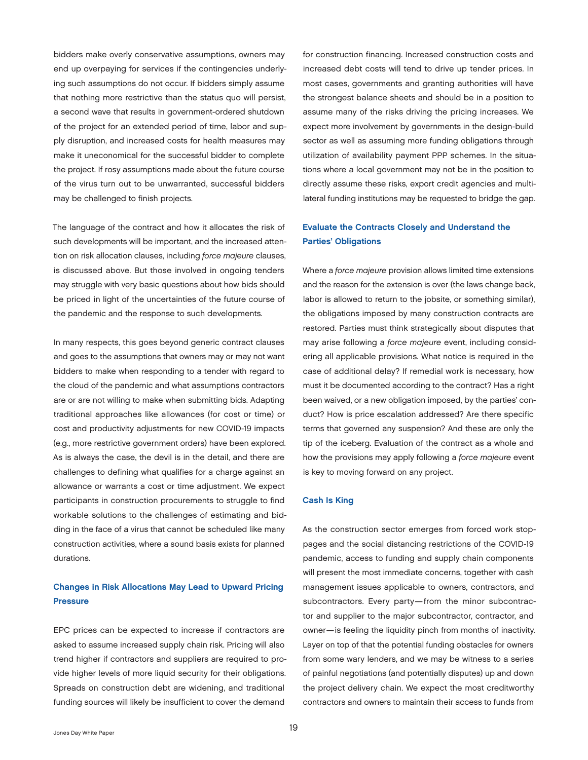bidders make overly conservative assumptions, owners may end up overpaying for services if the contingencies underlying such assumptions do not occur. If bidders simply assume that nothing more restrictive than the status quo will persist, a second wave that results in government-ordered shutdown of the project for an extended period of time, labor and supply disruption, and increased costs for health measures may make it uneconomical for the successful bidder to complete the project. If rosy assumptions made about the future course of the virus turn out to be unwarranted, successful bidders may be challenged to finish projects.

The language of the contract and how it allocates the risk of such developments will be important, and the increased attention on risk allocation clauses, including *force majeure* clauses, is discussed above. But those involved in ongoing tenders may struggle with very basic questions about how bids should be priced in light of the uncertainties of the future course of the pandemic and the response to such developments.

In many respects, this goes beyond generic contract clauses and goes to the assumptions that owners may or may not want bidders to make when responding to a tender with regard to the cloud of the pandemic and what assumptions contractors are or are not willing to make when submitting bids. Adapting traditional approaches like allowances (for cost or time) or cost and productivity adjustments for new COVID-19 impacts (e.g., more restrictive government orders) have been explored. As is always the case, the devil is in the detail, and there are challenges to defining what qualifies for a charge against an allowance or warrants a cost or time adjustment. We expect participants in construction procurements to struggle to find workable solutions to the challenges of estimating and bidding in the face of a virus that cannot be scheduled like many construction activities, where a sound basis exists for planned durations.

### Changes in Risk Allocations May Lead to Upward Pricing Pressure

EPC prices can be expected to increase if contractors are asked to assume increased supply chain risk. Pricing will also trend higher if contractors and suppliers are required to provide higher levels of more liquid security for their obligations. Spreads on construction debt are widening, and traditional funding sources will likely be insufficient to cover the demand for construction financing. Increased construction costs and increased debt costs will tend to drive up tender prices. In most cases, governments and granting authorities will have the strongest balance sheets and should be in a position to assume many of the risks driving the pricing increases. We expect more involvement by governments in the design-build sector as well as assuming more funding obligations through utilization of availability payment PPP schemes. In the situations where a local government may not be in the position to directly assume these risks, export credit agencies and multilateral funding institutions may be requested to bridge the gap.

### Evaluate the Contracts Closely and Understand the Parties' Obligations

Where a *force majeure* provision allows limited time extensions and the reason for the extension is over (the laws change back, labor is allowed to return to the jobsite, or something similar), the obligations imposed by many construction contracts are restored. Parties must think strategically about disputes that may arise following a *force majeure* event, including considering all applicable provisions. What notice is required in the case of additional delay? If remedial work is necessary, how must it be documented according to the contract? Has a right been waived, or a new obligation imposed, by the parties' conduct? How is price escalation addressed? Are there specific terms that governed any suspension? And these are only the tip of the iceberg. Evaluation of the contract as a whole and how the provisions may apply following a *force majeure* event is key to moving forward on any project.

### Cash Is King

As the construction sector emerges from forced work stoppages and the social distancing restrictions of the COVID-19 pandemic, access to funding and supply chain components will present the most immediate concerns, together with cash management issues applicable to owners, contractors, and subcontractors. Every party—from the minor subcontractor and supplier to the major subcontractor, contractor, and owner—is feeling the liquidity pinch from months of inactivity. Layer on top of that the potential funding obstacles for owners from some wary lenders, and we may be witness to a series of painful negotiations (and potentially disputes) up and down the project delivery chain. We expect the most creditworthy contractors and owners to maintain their access to funds from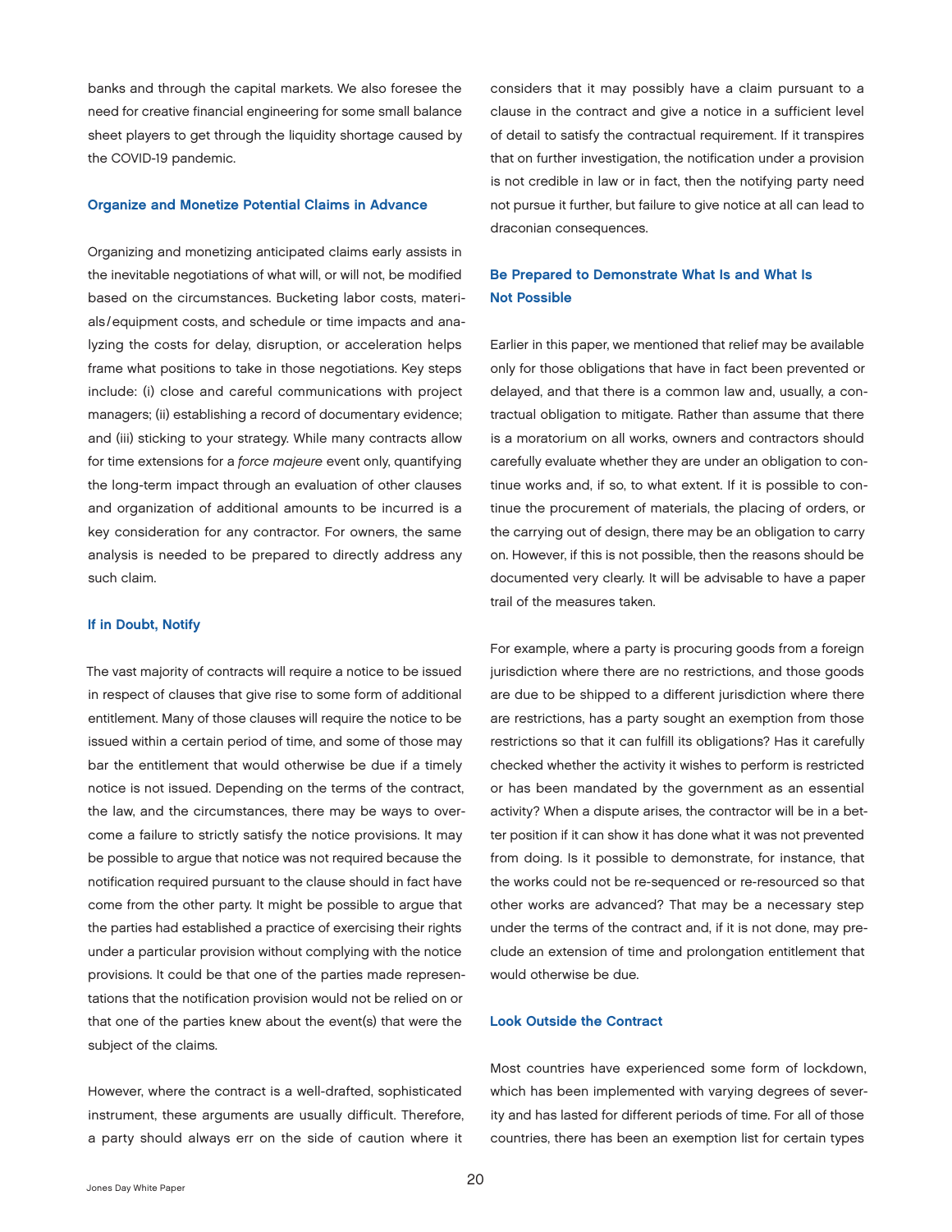banks and through the capital markets. We also foresee the need for creative financial engineering for some small balance sheet players to get through the liquidity shortage caused by the COVID-19 pandemic.

### Organize and Monetize Potential Claims in Advance

Organizing and monetizing anticipated claims early assists in the inevitable negotiations of what will, or will not, be modified based on the circumstances. Bucketing labor costs, materials/equipment costs, and schedule or time impacts and analyzing the costs for delay, disruption, or acceleration helps frame what positions to take in those negotiations. Key steps include: (i) close and careful communications with project managers; (ii) establishing a record of documentary evidence; and (iii) sticking to your strategy. While many contracts allow for time extensions for a *force majeure* event only, quantifying the long-term impact through an evaluation of other clauses and organization of additional amounts to be incurred is a key consideration for any contractor. For owners, the same analysis is needed to be prepared to directly address any such claim.

### If in Doubt, Notify

The vast majority of contracts will require a notice to be issued in respect of clauses that give rise to some form of additional entitlement. Many of those clauses will require the notice to be issued within a certain period of time, and some of those may bar the entitlement that would otherwise be due if a timely notice is not issued. Depending on the terms of the contract, the law, and the circumstances, there may be ways to overcome a failure to strictly satisfy the notice provisions. It may be possible to argue that notice was not required because the notification required pursuant to the clause should in fact have come from the other party. It might be possible to argue that the parties had established a practice of exercising their rights under a particular provision without complying with the notice provisions. It could be that one of the parties made representations that the notification provision would not be relied on or that one of the parties knew about the event(s) that were the subject of the claims.

However, where the contract is a well-drafted, sophisticated instrument, these arguments are usually difficult. Therefore, a party should always err on the side of caution where it considers that it may possibly have a claim pursuant to a clause in the contract and give a notice in a sufficient level of detail to satisfy the contractual requirement. If it transpires that on further investigation, the notification under a provision is not credible in law or in fact, then the notifying party need not pursue it further, but failure to give notice at all can lead to draconian consequences.

### Be Prepared to Demonstrate What Is and What Is Not Possible

Earlier in this paper, we mentioned that relief may be available only for those obligations that have in fact been prevented or delayed, and that there is a common law and, usually, a contractual obligation to mitigate. Rather than assume that there is a moratorium on all works, owners and contractors should carefully evaluate whether they are under an obligation to continue works and, if so, to what extent. If it is possible to continue the procurement of materials, the placing of orders, or the carrying out of design, there may be an obligation to carry on. However, if this is not possible, then the reasons should be documented very clearly. It will be advisable to have a paper trail of the measures taken.

For example, where a party is procuring goods from a foreign jurisdiction where there are no restrictions, and those goods are due to be shipped to a different jurisdiction where there are restrictions, has a party sought an exemption from those restrictions so that it can fulfill its obligations? Has it carefully checked whether the activity it wishes to perform is restricted or has been mandated by the government as an essential activity? When a dispute arises, the contractor will be in a better position if it can show it has done what it was not prevented from doing. Is it possible to demonstrate, for instance, that the works could not be re-sequenced or re-resourced so that other works are advanced? That may be a necessary step under the terms of the contract and, if it is not done, may preclude an extension of time and prolongation entitlement that would otherwise be due.

### Look Outside the Contract

Most countries have experienced some form of lockdown, which has been implemented with varying degrees of severity and has lasted for different periods of time. For all of those countries, there has been an exemption list for certain types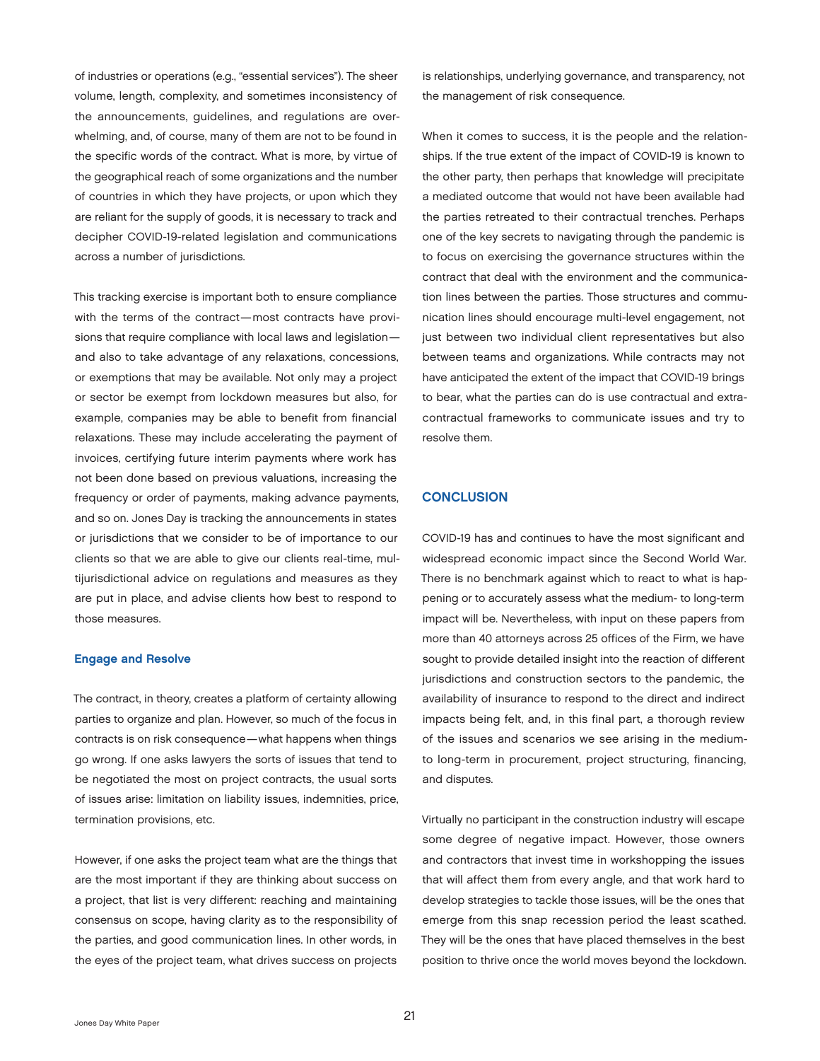of industries or operations (e.g., "essential services"). The sheer volume, length, complexity, and sometimes inconsistency of the announcements, guidelines, and regulations are overwhelming, and, of course, many of them are not to be found in the specific words of the contract. What is more, by virtue of the geographical reach of some organizations and the number of countries in which they have projects, or upon which they are reliant for the supply of goods, it is necessary to track and decipher COVID-19-related legislation and communications across a number of jurisdictions.

This tracking exercise is important both to ensure compliance with the terms of the contract—most contracts have provisions that require compliance with local laws and legislation—and also to take advantage of any relaxations, concessions, or exemptions that may be available. Not only may a project or sector be exempt from lockdown measures but also, for example, companies may be able to benefit from financial relaxations. These may include accelerating the payment of invoices, certifying future interim payments where work has not been done based on previous valuations, increasing the frequency or order of payments, making advance payments, and so on. Jones Day is tracking the announcements in states or jurisdictions that we consider to be of importance to our clients so that we are able to give our clients real-time, multijurisdictional advice on regulations and measures as they are put in place, and advise clients how best to respond to those measures.

### Engage and Resolve

The contract, in theory, creates a platform of certainty allowing parties to organize and plan. However, so much of the focus in contracts is on risk consequence—what happens when things go wrong. If one asks lawyers the sorts of issues that tend to be negotiated the most on project contracts, the usual sorts of issues arise: limitation on liability issues, indemnities, price, termination provisions, etc.

However, if one asks the project team what are the things that are the most important if they are thinking about success on a project, that list is very different: reaching and maintaining consensus on scope, having clarity as to the responsibility of the parties, and good communication lines. In other words, in the eyes of the project team, what drives success on projects is relationships, underlying governance, and transparency, not the management of risk consequence.

When it comes to success, it is the people and the relationships. If the true extent of the impact of COVID-19 is known to the other party, then perhaps that knowledge will precipitate a mediated outcome that would not have been available had the parties retreated to their contractual trenches. Perhaps one of the key secrets to navigating through the pandemic is to focus on exercising the governance structures within the contract that deal with the environment and the communication lines between the parties. Those structures and communication lines should encourage multi-level engagement, not just between two individual client representatives but also between teams and organizations. While contracts may not have anticipated the extent of the impact that COVID-19 brings to bear, what the parties can do is use contractual and extra-contractual frameworks to communicate issues and try to resolve them.

## CONCLUSION

COVID-19 has and continues to have the most significant and widespread economic impact since the Second World War. There is no benchmark against which to react to what is happening or to accurately assess what the medium- to long-term impact will be. Nevertheless, with input on these papers from more than 40 attorneys across 25 offices of the Firm, we have sought to provide detailed insight into the reaction of different jurisdictions and construction sectors to the pandemic, the availability of insurance to respond to the direct and indirect impacts being felt, and, in this final part, a thorough review of the issues and scenarios we see arising in the medium- to long-term in procurement, project structuring, financing, and disputes.

Virtually no participant in the construction industry will escape some degree of negative impact. However, those owners and contractors that invest time in workshopping the issues that will affect them from every angle, and that work hard to develop strategies to tackle those issues, will be the ones that emerge from this snap recession period the least scathed. They will be the ones that have placed themselves in the best position to thrive once the world moves beyond the lockdown.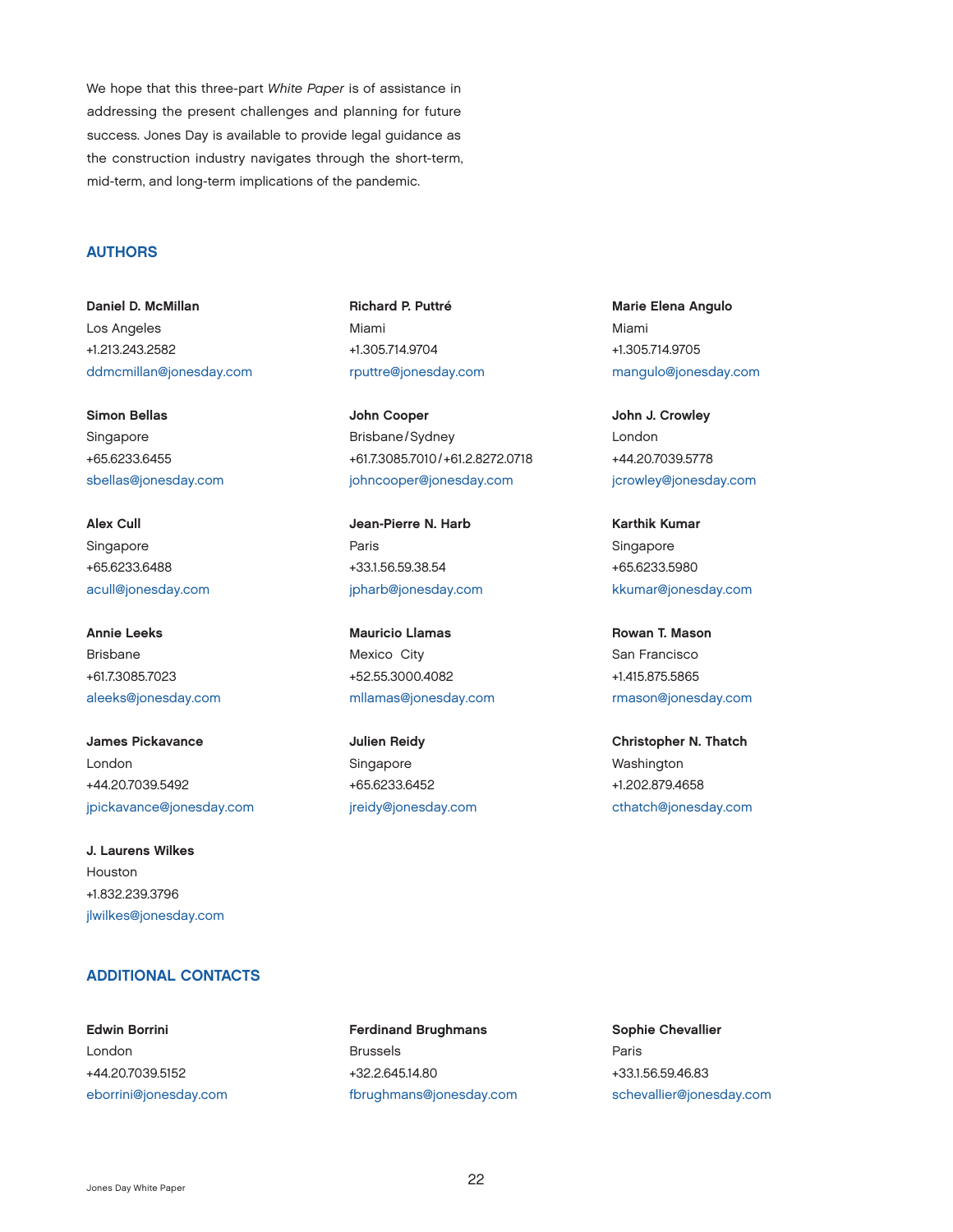We hope that this three-part *White Paper* is of assistance in addressing the present challenges and planning for future success. Jones Day is available to provide legal guidance as the construction industry navigates through the short-term, mid-term, and long-term implications of the pandemic.

## AUTHORS

**Daniel D. McMillan**
Los Angeles
+1.213.243.2582
ddmcmillan@jonesday.com

**Richard P. Puttré**
Miami
+1.305.714.9704
rputtre@jonesday.com

**Marie Elena Angulo**
Miami
+1.305.714.9705
mangulo@jonesday.com

**Simon Bellas**
Singapore
+65.6233.6455
sbellas@jonesday.com

**John Cooper**
Brisbane / Sydney
+61.7.3085.7010 / +61.2.8272.0718
johncooper@jonesday.com

**John J. Crowley**
London
+44.20.7039.5778
jcrowley@jonesday.com

**Alex Cull**
Singapore
+65.6233.6488
acull@jonesday.com

**Jean-Pierre N. Harb**
Paris
+33.1.56.59.38.54
jpharb@jonesday.com

**Karthik Kumar**
Singapore
+65.6233.5980
kkumar@jonesday.com

**Annie Leeks**
Brisbane
+61.7.3085.7023
aleeks@jonesday.com

**Mauricio Llamas**
Mexico City
+52.55.3000.4082
mllamas@jonesday.com

**Rowan T. Mason**
San Francisco
+1.415.875.5865
rmason@jonesday.com

**James Pickavance**
London
+44.20.7039.5492
jpickavance@jonesday.com

**Julien Reidy**
Singapore
+65.6233.6452
jreidy@jonesday.com

**Christopher N. Thatch**
Washington
+1.202.879.4658
cthatch@jonesday.com

**J. Laurens Wilkes**
Houston
+1.832.239.3796
jlwilkes@jonesday.com

## ADDITIONAL CONTACTS

**Edwin Borrini**
London
+44.20.7039.5152
eborrini@jonesday.com

**Ferdinand Brughmans**
Brussels
+32.2.645.14.80
fbrughmans@jonesday.com

**Sophie Chevallier**
Paris
+33.1.56.59.46.83
schevallier@jonesday.com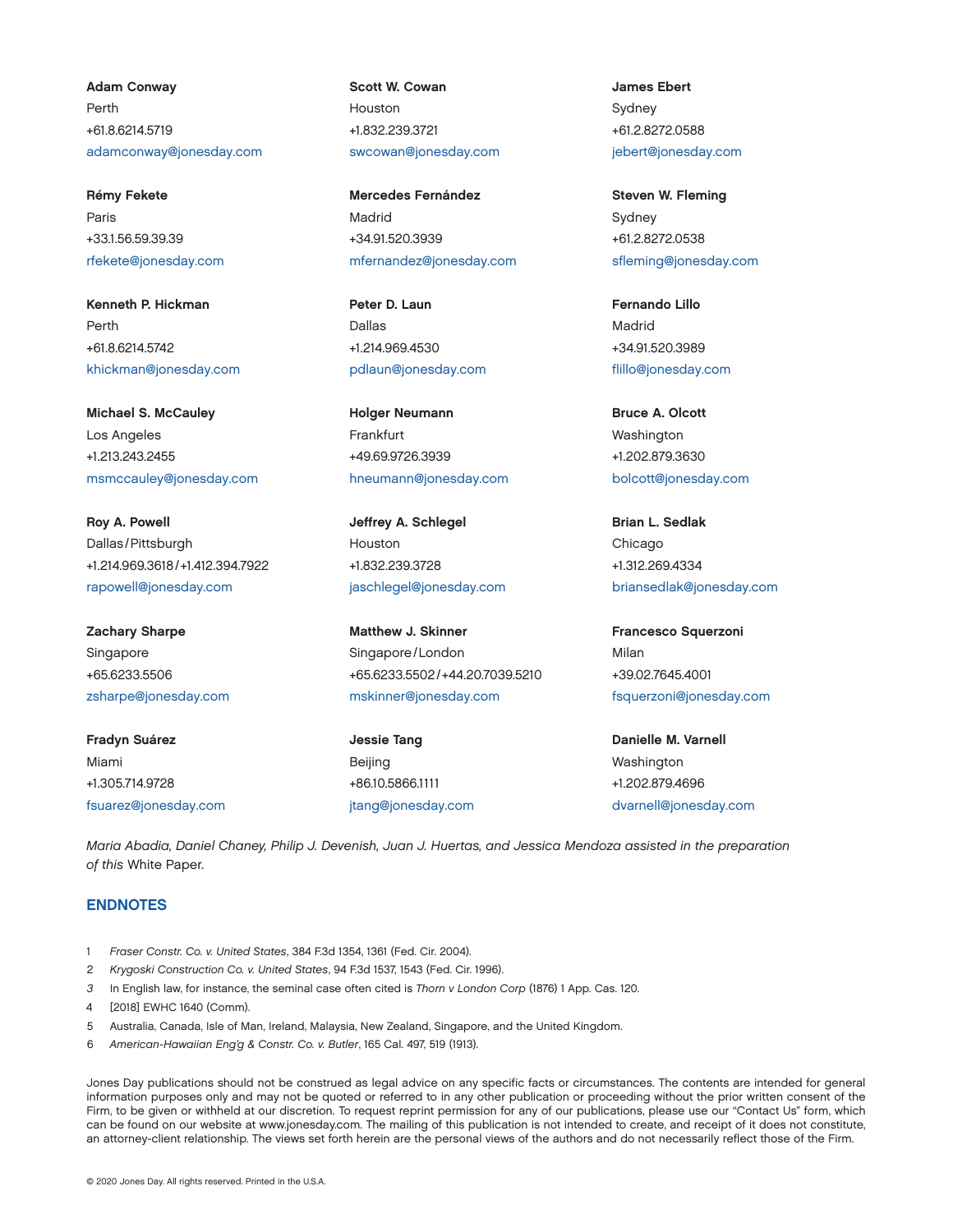**Adam Conway**
Perth
+61.8.6214.5719
adamconway@jonesday.com

**Scott W. Cowan**
Houston
+1.832.239.3721
swcowan@jonesday.com

**James Ebert**
Sydney
+61.2.8272.0588
jebert@jonesday.com

**Rémy Fekete**
Paris
+33.1.56.59.39.39
rfekete@jonesday.com

**Mercedes Fernández**
Madrid
+34.91.520.3939
mfernandez@jonesday.com

**Steven W. Fleming**
Sydney
+61.2.8272.0538
sfleming@jonesday.com

**Kenneth P. Hickman**
Perth
+61.8.6214.5742
khickman@jonesday.com

**Peter D. Laun**
Dallas
+1.214.969.4530
pdlaun@jonesday.com

**Fernando Lillo**
Madrid
+34.91.520.3989
flillo@jonesday.com

**Michael S. McCauley**
Los Angeles
+1.213.243.2455
msmccauley@jonesday.com

**Holger Neumann**
Frankfurt
+49.69.9726.3939
hneumann@jonesday.com

**Bruce A. Olcott**
Washington
+1.202.879.3630
bolcott@jonesday.com

**Roy A. Powell**
Dallas/Pittsburgh
+1.214.969.3618/+1.412.394.7922
rapowell@jonesday.com

**Jeffrey A. Schlegel**
Houston
+1.832.239.3728
jaschlegel@jonesday.com

**Brian L. Sedlak**
Chicago
+1.312.269.4334
briansedlak@jonesday.com

**Zachary Sharpe**
Singapore
+65.6233.5506
zsharpe@jonesday.com

**Matthew J. Skinner**
Singapore/London
+65.6233.5502/+44.20.7039.5210
mskinner@jonesday.com

**Francesco Squerzoni**
Milan
+39.02.7645.4001
fsquerzoni@jonesday.com

**Fradyn Suárez**
Miami
+1.305.714.9728
fsuarez@jonesday.com

**Jessie Tang**
Beijing
+86.10.5866.1111
jtang@jonesday.com

**Danielle M. Varnell**
Washington
+1.202.879.4696
dvarnell@jonesday.com

*Maria Abadia, Daniel Chaney, Philip J. Devenish, Juan J. Huertas, and Jessica Mendoza assisted in the preparation of this* White Paper.

## ENDNOTES

1 *Fraser Constr. Co. v. United States*, 384 F.3d 1354, 1361 (Fed. Cir. 2004).

2 *Krygoski Construction Co. v. United States*, 94 F.3d 1537, 1543 (Fed. Cir. 1996).

3 In English law, for instance, the seminal case often cited is *Thorn v London Corp* (1876) 1 App. Cas. 120.

4 [2018] EWHC 1640 (Comm).

5 Australia, Canada, Isle of Man, Ireland, Malaysia, New Zealand, Singapore, and the United Kingdom.

6 *American-Hawaiian Eng'g & Constr. Co. v. Butler*, 165 Cal. 497, 519 (1913).

Jones Day publications should not be construed as legal advice on any specific facts or circumstances. The contents are intended for general information purposes only and may not be quoted or referred to in any other publication or proceeding without the prior written consent of the Firm, to be given or withheld at our discretion. To request reprint permission for any of our publications, please use our "Contact Us" form, which can be found on our website at www.jonesday.com. The mailing of this publication is not intended to create, and receipt of it does not constitute, an attorney-client relationship. The views set forth herein are the personal views of the authors and do not necessarily reflect those of the Firm.

© 2020 Jones Day. All rights reserved. Printed in the U.S.A.